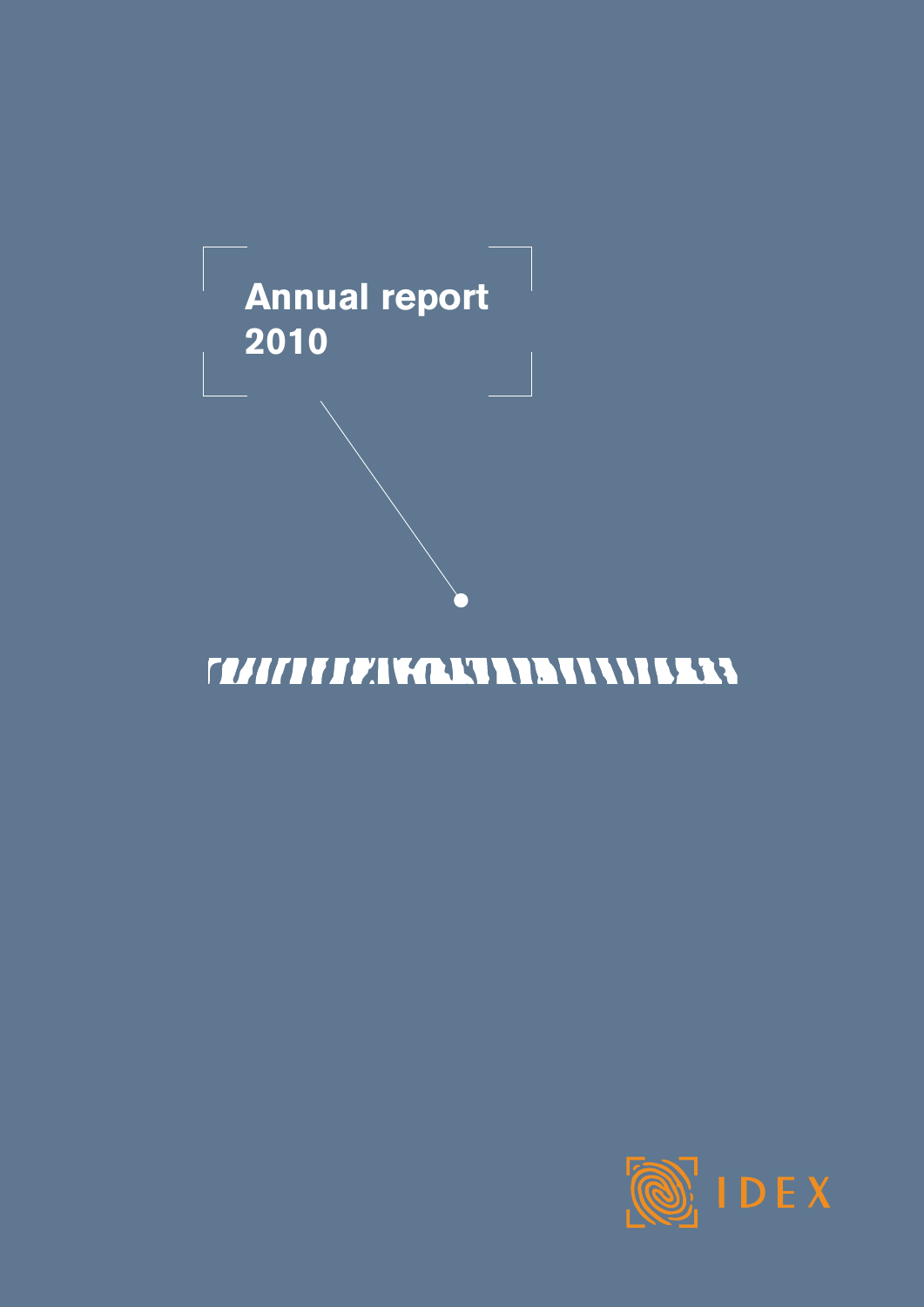# Annual report 2010

IDEX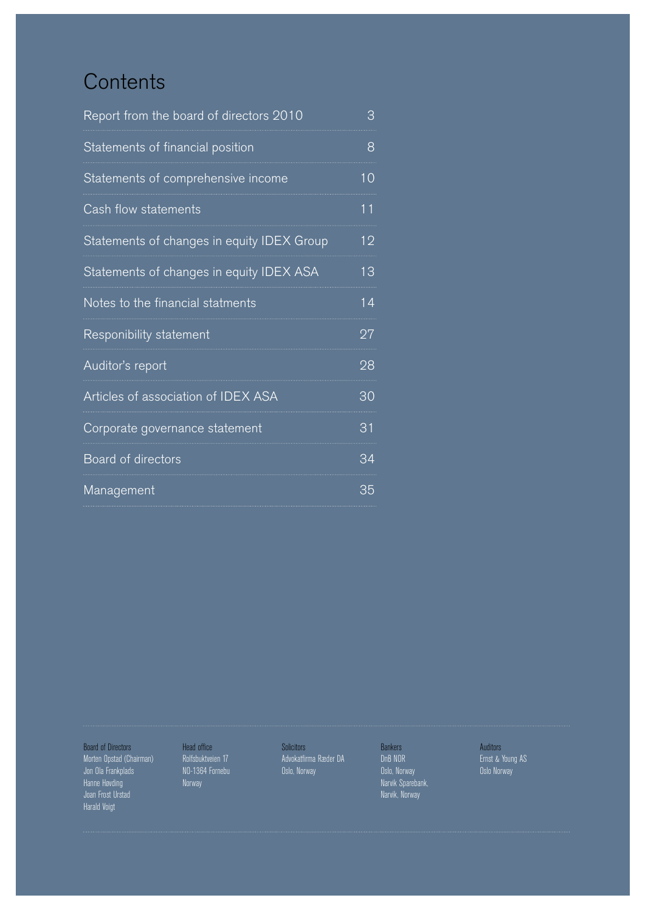# Contents

| | |
|---|---|
| Report from the board of directors 2010 | 3 |
| Statements of financial position | 8 |
| Statements of comprehensive income | 10 |
| Cash flow statements | 11 |
| Statements of changes in equity IDEX Group | 12 |
| Statements of changes in equity IDEX ASA | 13 |
| Notes to the financial statments | 14 |
| Responibility statement | 27 |
| Auditor's report | 28 |
| Articles of association of IDEX ASA | 30 |
| Corporate governance statement | 31 |
| Board of directors | 34 |
| Management | 35 |

**Board of Directors**
Morten Opstad (Chairman)
Jon Ola Frankplads
Hanne Høvding
Joan Frost Urstad
Harald Voigt

**Head office**
Rolfsbuktveien 17
NO-1364 Fornebu
Norway

**Solicitors**
Advokatfirma Ræder DA
Oslo, Norway

**Bankers**
DnB NOR
Oslo, Norway
Narvik Sparebank,
Narvik, Norway

**Auditors**
Ernst & Young AS
Oslo Norway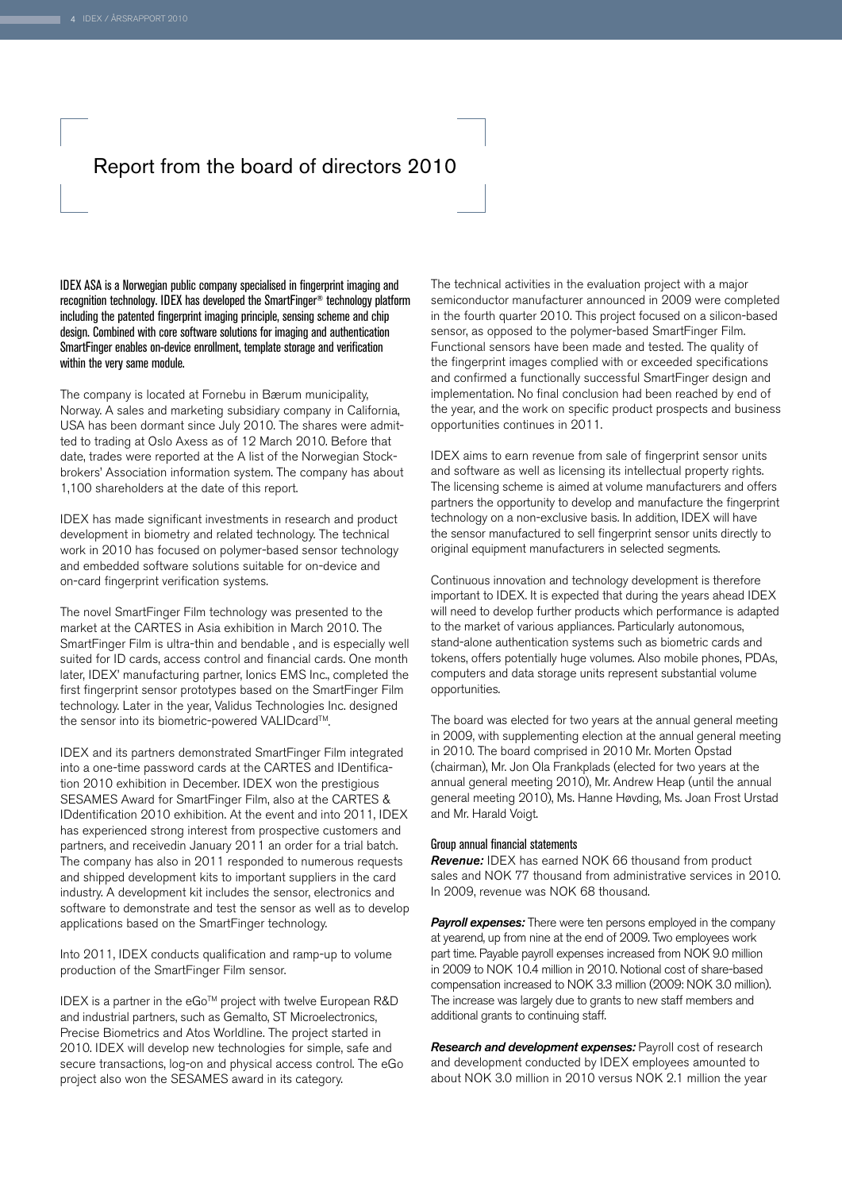# Report from the board of directors 2010

**IDEX ASA is a Norwegian public company specialised in fingerprint imaging and recognition technology. IDEX has developed the SmartFinger® technology platform including the patented fingerprint imaging principle, sensing scheme and chip design. Combined with core software solutions for imaging and authentication SmartFinger enables on-device enrollment, template storage and verification within the very same module.**

The company is located at Fornebu in Bærum municipality, Norway. A sales and marketing subsidiary company in California, USA has been dormant since July 2010. The shares were admitted to trading at Oslo Axess as of 12 March 2010. Before that date, trades were reported at the A list of the Norwegian Stockbrokers' Association information system. The company has about 1,100 shareholders at the date of this report.

IDEX has made significant investments in research and product development in biometry and related technology. The technical work in 2010 has focused on polymer-based sensor technology and embedded software solutions suitable for on-device and on-card fingerprint verification systems.

The novel SmartFinger Film technology was presented to the market at the CARTES in Asia exhibition in March 2010. The SmartFinger Film is ultra-thin and bendable , and is especially well suited for ID cards, access control and financial cards. One month later, IDEX' manufacturing partner, Ionics EMS Inc., completed the first fingerprint sensor prototypes based on the SmartFinger Film technology. Later in the year, Validus Technologies Inc. designed the sensor into its biometric-powered VALIDcard™.

IDEX and its partners demonstrated SmartFinger Film integrated into a one-time password cards at the CARTES and IDentification 2010 exhibition in December. IDEX won the prestigious SESAMES Award for SmartFinger Film, also at the CARTES & IDdentification 2010 exhibition. At the event and into 2011, IDEX has experienced strong interest from prospective customers and partners, and receivedin January 2011 an order for a trial batch. The company has also in 2011 responded to numerous requests and shipped development kits to important suppliers in the card industry. A development kit includes the sensor, electronics and software to demonstrate and test the sensor as well as to develop applications based on the SmartFinger technology.

Into 2011, IDEX conducts qualification and ramp-up to volume production of the SmartFinger Film sensor.

IDEX is a partner in the eGo™ project with twelve European R&D and industrial partners, such as Gemalto, ST Microelectronics, Precise Biometrics and Atos Worldline. The project started in 2010. IDEX will develop new technologies for simple, safe and secure transactions, log-on and physical access control. The eGo project also won the SESAMES award in its category.

The technical activities in the evaluation project with a major semiconductor manufacturer announced in 2009 were completed in the fourth quarter 2010. This project focused on a silicon-based sensor, as opposed to the polymer-based SmartFinger Film. Functional sensors have been made and tested. The quality of the fingerprint images complied with or exceeded specifications and confirmed a functionally successful SmartFinger design and implementation. No final conclusion had been reached by end of the year, and the work on specific product prospects and business opportunities continues in 2011.

IDEX aims to earn revenue from sale of fingerprint sensor units and software as well as licensing its intellectual property rights. The licensing scheme is aimed at volume manufacturers and offers partners the opportunity to develop and manufacture the fingerprint technology on a non-exclusive basis. In addition, IDEX will have the sensor manufactured to sell fingerprint sensor units directly to original equipment manufacturers in selected segments.

Continuous innovation and technology development is therefore important to IDEX. It is expected that during the years ahead IDEX will need to develop further products which performance is adapted to the market of various appliances. Particularly autonomous, stand-alone authentication systems such as biometric cards and tokens, offers potentially huge volumes. Also mobile phones, PDAs, computers and data storage units represent substantial volume opportunities.

The board was elected for two years at the annual general meeting in 2009, with supplementing election at the annual general meeting in 2010. The board comprised in 2010 Mr. Morten Opstad (chairman), Mr. Jon Ola Frankplads (elected for two years at the annual general meeting 2010), Mr. Andrew Heap (until the annual general meeting 2010), Ms. Hanne Høvding, Ms. Joan Frost Urstad and Mr. Harald Voigt.

### Group annual financial statements

***Revenue:*** IDEX has earned NOK 66 thousand from product sales and NOK 77 thousand from administrative services in 2010. In 2009, revenue was NOK 68 thousand.

***Payroll expenses:*** There were ten persons employed in the company at yearend, up from nine at the end of 2009. Two employees work part time. Payable payroll expenses increased from NOK 9.0 million in 2009 to NOK 10.4 million in 2010. Notional cost of share-based compensation increased to NOK 3.3 million (2009: NOK 3.0 million). The increase was largely due to grants to new staff members and additional grants to continuing staff.

***Research and development expenses:*** Payroll cost of research and development conducted by IDEX employees amounted to about NOK 3.0 million in 2010 versus NOK 2.1 million the year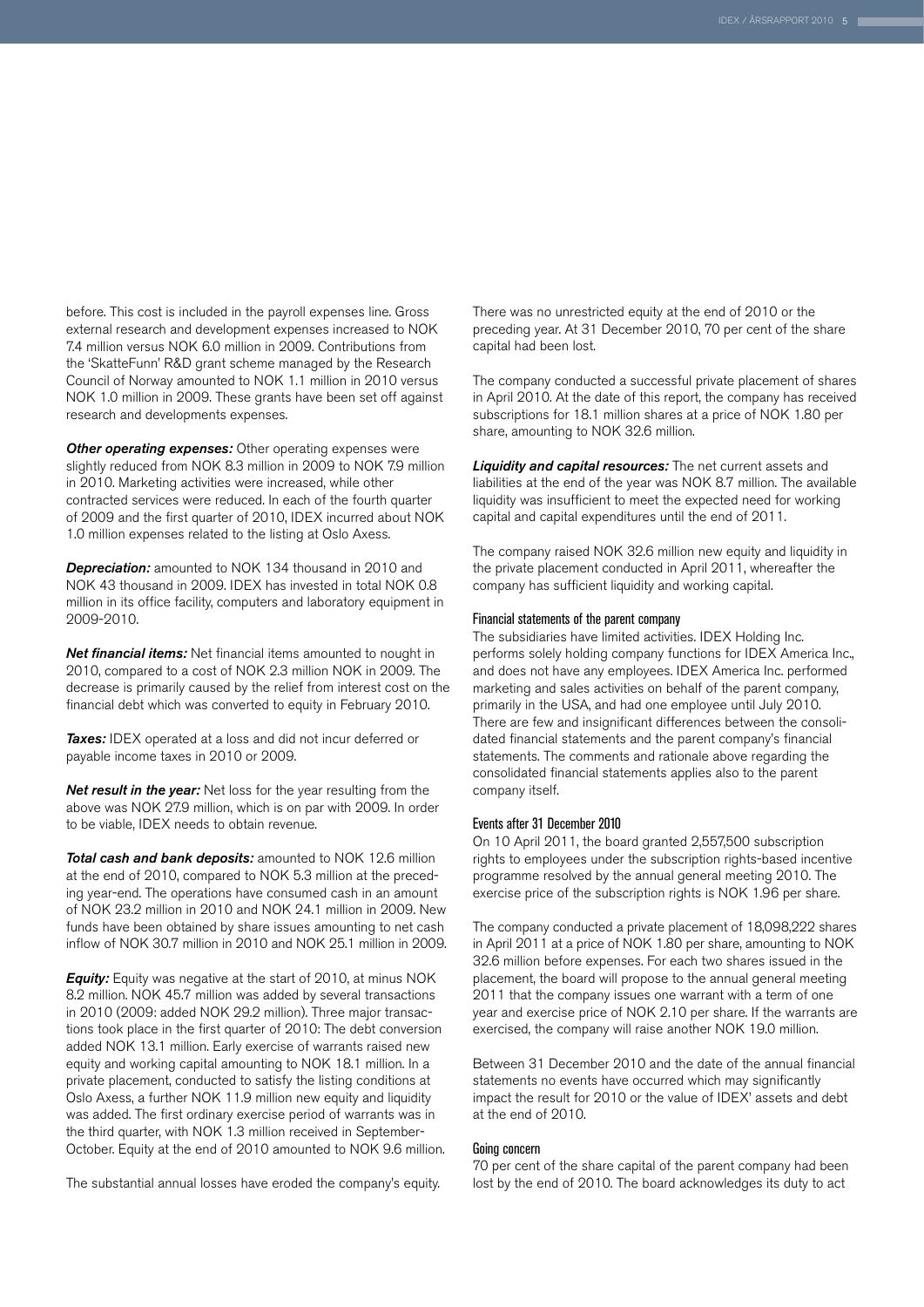before. This cost is included in the payroll expenses line. Gross external research and development expenses increased to NOK 7.4 million versus NOK 6.0 million in 2009. Contributions from the 'SkatteFunn' R&D grant scheme managed by the Research Council of Norway amounted to NOK 1.1 million in 2010 versus NOK 1.0 million in 2009. These grants have been set off against research and developments expenses.

***Other operating expenses:*** Other operating expenses were slightly reduced from NOK 8.3 million in 2009 to NOK 7.9 million in 2010. Marketing activities were increased, while other contracted services were reduced. In each of the fourth quarter of 2009 and the first quarter of 2010, IDEX incurred about NOK 1.0 million expenses related to the listing at Oslo Axess.

***Depreciation:*** amounted to NOK 134 thousand in 2010 and NOK 43 thousand in 2009. IDEX has invested in total NOK 0.8 million in its office facility, computers and laboratory equipment in 2009-2010.

***Net financial items:*** Net financial items amounted to nought in 2010, compared to a cost of NOK 2.3 million NOK in 2009. The decrease is primarily caused by the relief from interest cost on the financial debt which was converted to equity in February 2010.

***Taxes:*** IDEX operated at a loss and did not incur deferred or payable income taxes in 2010 or 2009.

***Net result in the year:*** Net loss for the year resulting from the above was NOK 27.9 million, which is on par with 2009. In order to be viable, IDEX needs to obtain revenue.

***Total cash and bank deposits:*** amounted to NOK 12.6 million at the end of 2010, compared to NOK 5.3 million at the preceding year-end. The operations have consumed cash in an amount of NOK 23.2 million in 2010 and NOK 24.1 million in 2009. New funds have been obtained by share issues amounting to net cash inflow of NOK 30.7 million in 2010 and NOK 25.1 million in 2009.

***Equity:*** Equity was negative at the start of 2010, at minus NOK 8.2 million. NOK 45.7 million was added by several transactions in 2010 (2009: added NOK 29.2 million). Three major transactions took place in the first quarter of 2010: The debt conversion added NOK 13.1 million. Early exercise of warrants raised new equity and working capital amounting to NOK 18.1 million. In a private placement, conducted to satisfy the listing conditions at Oslo Axess, a further NOK 11.9 million new equity and liquidity was added. The first ordinary exercise period of warrants was in the third quarter, with NOK 1.3 million received in September-October. Equity at the end of 2010 amounted to NOK 9.6 million.

The substantial annual losses have eroded the company's equity. There was no unrestricted equity at the end of 2010 or the preceding year. At 31 December 2010, 70 per cent of the share capital had been lost.

The company conducted a successful private placement of shares in April 2010. At the date of this report, the company has received subscriptions for 18.1 million shares at a price of NOK 1.80 per share, amounting to NOK 32.6 million.

***Liquidity and capital resources:*** The net current assets and liabilities at the end of the year was NOK 8.7 million. The available liquidity was insufficient to meet the expected need for working capital and capital expenditures until the end of 2011.

The company raised NOK 32.6 million new equity and liquidity in the private placement conducted in April 2011, whereafter the company has sufficient liquidity and working capital.

### Financial statements of the parent company

The subsidiaries have limited activities. IDEX Holding Inc. performs solely holding company functions for IDEX America Inc., and does not have any employees. IDEX America Inc. performed marketing and sales activities on behalf of the parent company, primarily in the USA, and had one employee until July 2010. There are few and insignificant differences between the consolidated financial statements and the parent company's financial statements. The comments and rationale above regarding the consolidated financial statements applies also to the parent company itself.

### Events after 31 December 2010

On 10 April 2011, the board granted 2,557,500 subscription rights to employees under the subscription rights-based incentive programme resolved by the annual general meeting 2010. The exercise price of the subscription rights is NOK 1.96 per share.

The company conducted a private placement of 18,098,222 shares in April 2011 at a price of NOK 1.80 per share, amounting to NOK 32.6 million before expenses. For each two shares issued in the placement, the board will propose to the annual general meeting 2011 that the company issues one warrant with a term of one year and exercise price of NOK 2.10 per share. If the warrants are exercised, the company will raise another NOK 19.0 million.

Between 31 December 2010 and the date of the annual financial statements no events have occurred which may significantly impact the result for 2010 or the value of IDEX' assets and debt at the end of 2010.

### Going concern

70 per cent of the share capital of the parent company had been lost by the end of 2010. The board acknowledges its duty to act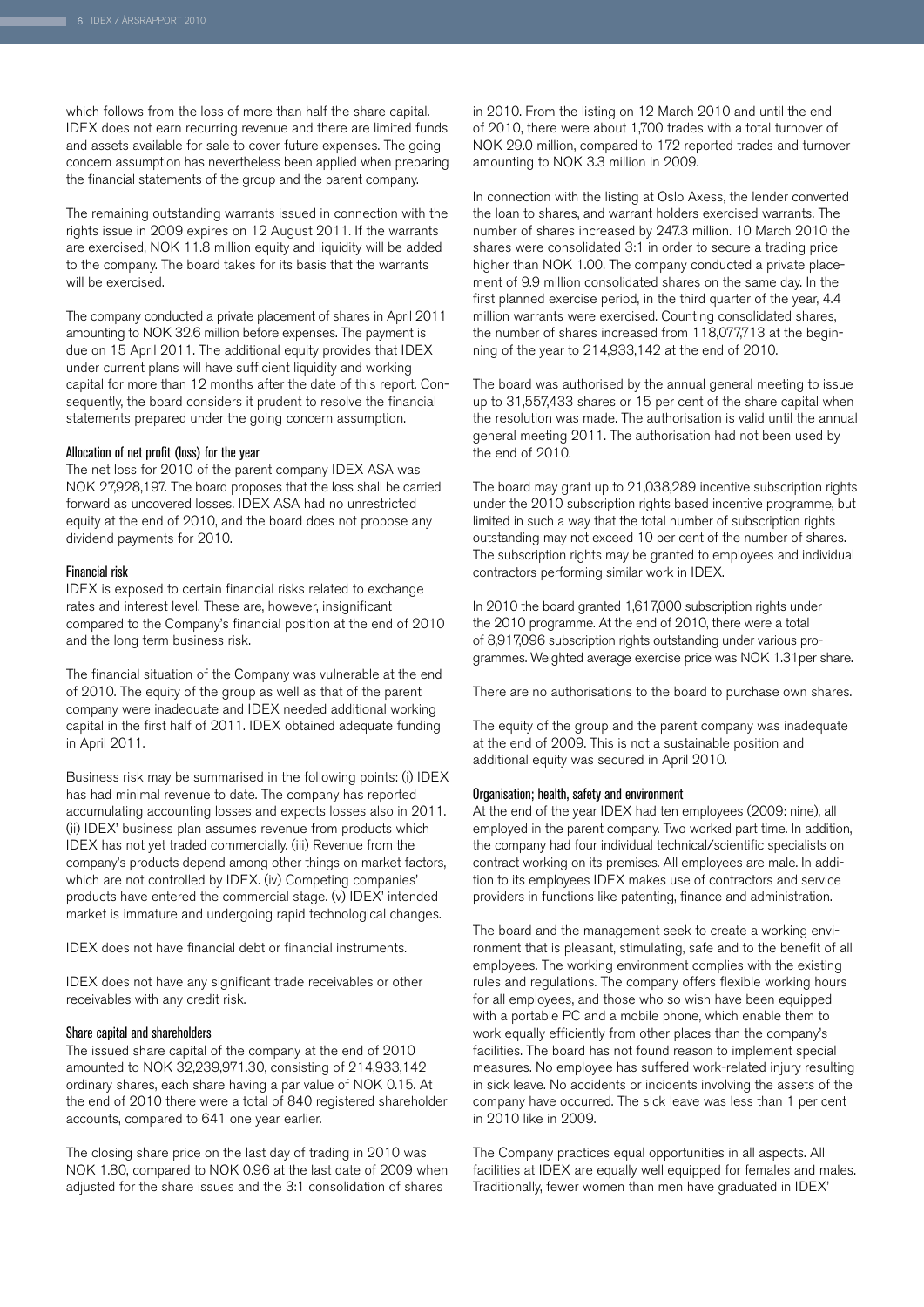which follows from the loss of more than half the share capital. IDEX does not earn recurring revenue and there are limited funds and assets available for sale to cover future expenses. The going concern assumption has nevertheless been applied when preparing the financial statements of the group and the parent company.

The remaining outstanding warrants issued in connection with the rights issue in 2009 expires on 12 August 2011. If the warrants are exercised, NOK 11.8 million equity and liquidity will be added to the company. The board takes for its basis that the warrants will be exercised.

The company conducted a private placement of shares in April 2011 amounting to NOK 32.6 million before expenses. The payment is due on 15 April 2011. The additional equity provides that IDEX under current plans will have sufficient liquidity and working capital for more than 12 months after the date of this report. Consequently, the board considers it prudent to resolve the financial statements prepared under the going concern assumption.

### Allocation of net profit (loss) for the year

The net loss for 2010 of the parent company IDEX ASA was NOK 27,928,197. The board proposes that the loss shall be carried forward as uncovered losses. IDEX ASA had no unrestricted equity at the end of 2010, and the board does not propose any dividend payments for 2010.

### Financial risk

IDEX is exposed to certain financial risks related to exchange rates and interest level. These are, however, insignificant compared to the Company's financial position at the end of 2010 and the long term business risk.

The financial situation of the Company was vulnerable at the end of 2010. The equity of the group as well as that of the parent company were inadequate and IDEX needed additional working capital in the first half of 2011. IDEX obtained adequate funding in April 2011.

Business risk may be summarised in the following points: (i) IDEX has had minimal revenue to date. The company has reported accumulating accounting losses and expects losses also in 2011. (ii) IDEX' business plan assumes revenue from products which IDEX has not yet traded commercially. (iii) Revenue from the company's products depend among other things on market factors, which are not controlled by IDEX. (iv) Competing companies' products have entered the commercial stage. (v) IDEX' intended market is immature and undergoing rapid technological changes.

IDEX does not have financial debt or financial instruments.

IDEX does not have any significant trade receivables or other receivables with any credit risk.

### Share capital and shareholders

The issued share capital of the company at the end of 2010 amounted to NOK 32,239,971.30, consisting of 214,933,142 ordinary shares, each share having a par value of NOK 0.15. At the end of 2010 there were a total of 840 registered shareholder accounts, compared to 641 one year earlier.

The closing share price on the last day of trading in 2010 was NOK 1.80, compared to NOK 0.96 at the last date of 2009 when adjusted for the share issues and the 3:1 consolidation of shares in 2010. From the listing on 12 March 2010 and until the end of 2010, there were about 1,700 trades with a total turnover of NOK 29.0 million, compared to 172 reported trades and turnover amounting to NOK 3.3 million in 2009.

In connection with the listing at Oslo Axess, the lender converted the loan to shares, and warrant holders exercised warrants. The number of shares increased by 247.3 million. 10 March 2010 the shares were consolidated 3:1 in order to secure a trading price higher than NOK 1.00. The company conducted a private placement of 9.9 million consolidated shares on the same day. In the first planned exercise period, in the third quarter of the year, 4.4 million warrants were exercised. Counting consolidated shares, the number of shares increased from 118,077,713 at the beginning of the year to 214,933,142 at the end of 2010.

The board was authorised by the annual general meeting to issue up to 31,557,433 shares or 15 per cent of the share capital when the resolution was made. The authorisation is valid until the annual general meeting 2011. The authorisation had not been used by the end of 2010.

The board may grant up to 21,038,289 incentive subscription rights under the 2010 subscription rights based incentive programme, but limited in such a way that the total number of subscription rights outstanding may not exceed 10 per cent of the number of shares. The subscription rights may be granted to employees and individual contractors performing similar work in IDEX.

In 2010 the board granted 1,617,000 subscription rights under the 2010 programme. At the end of 2010, there were a total of 8,917,096 subscription rights outstanding under various programmes. Weighted average exercise price was NOK 1.31per share.

There are no authorisations to the board to purchase own shares.

The equity of the group and the parent company was inadequate at the end of 2009. This is not a sustainable position and additional equity was secured in April 2010.

### Organisation; health, safety and environment

At the end of the year IDEX had ten employees (2009: nine), all employed in the parent company. Two worked part time. In addition, the company had four individual technical/scientific specialists on contract working on its premises. All employees are male. In addition to its employees IDEX makes use of contractors and service providers in functions like patenting, finance and administration.

The board and the management seek to create a working environment that is pleasant, stimulating, safe and to the benefit of all employees. The working environment complies with the existing rules and regulations. The company offers flexible working hours for all employees, and those who so wish have been equipped with a portable PC and a mobile phone, which enable them to work equally efficiently from other places than the company's facilities. The board has not found reason to implement special measures. No employee has suffered work-related injury resulting in sick leave. No accidents or incidents involving the assets of the company have occurred. The sick leave was less than 1 per cent in 2010 like in 2009.

The Company practices equal opportunities in all aspects. All facilities at IDEX are equally well equipped for females and males. Traditionally, fewer women than men have graduated in IDEX'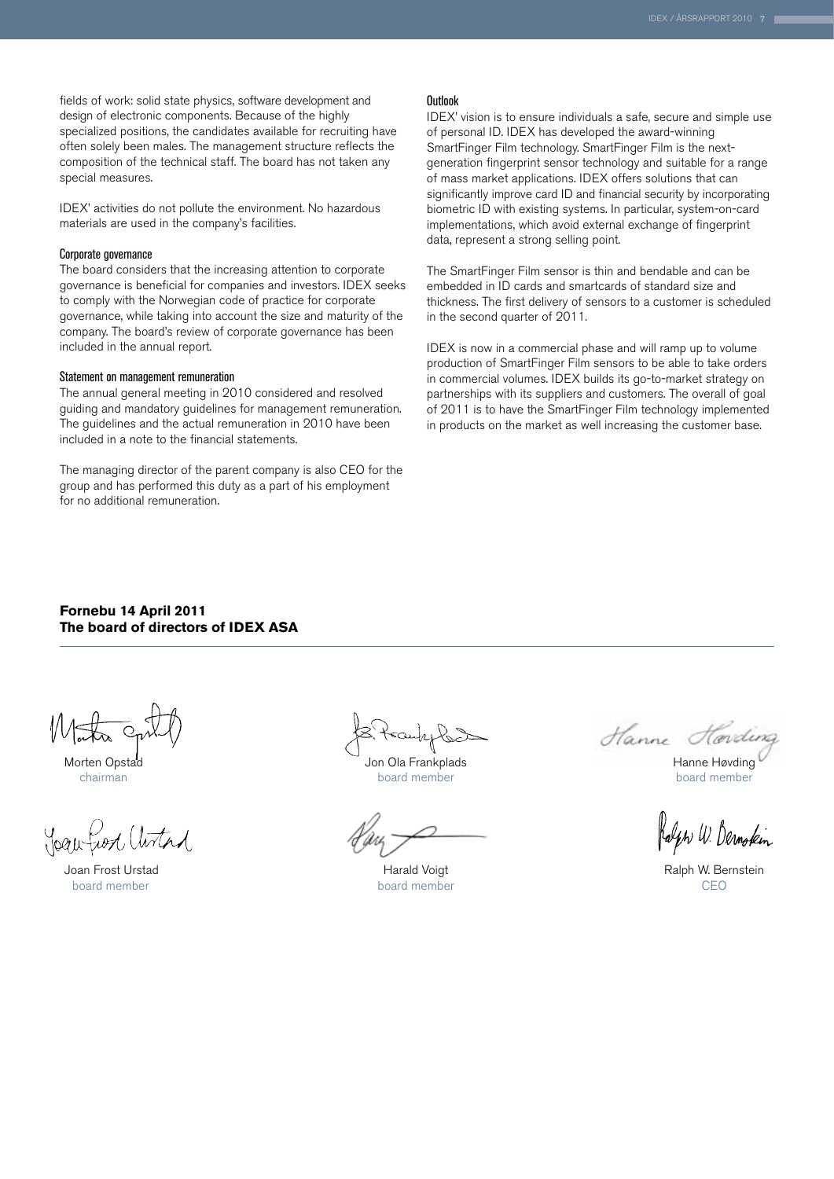fields of work: solid state physics, software development and design of electronic components. Because of the highly specialized positions, the candidates available for recruiting have often solely been males. The management structure reflects the composition of the technical staff. The board has not taken any special measures.

IDEX' activities do not pollute the environment. No hazardous materials are used in the company's facilities.

### Corporate governance

The board considers that the increasing attention to corporate governance is beneficial for companies and investors. IDEX seeks to comply with the Norwegian code of practice for corporate governance, while taking into account the size and maturity of the company. The board's review of corporate governance has been included in the annual report.

### Statement on management remuneration

The annual general meeting in 2010 considered and resolved guiding and mandatory guidelines for management remuneration. The guidelines and the actual remuneration in 2010 have been included in a note to the financial statements.

The managing director of the parent company is also CEO for the group and has performed this duty as a part of his employment for no additional remuneration.

### Outlook

IDEX' vision is to ensure individuals a safe, secure and simple use of personal ID. IDEX has developed the award-winning SmartFinger Film technology. SmartFinger Film is the next-generation fingerprint sensor technology and suitable for a range of mass market applications. IDEX offers solutions that can significantly improve card ID and financial security by incorporating biometric ID with existing systems. In particular, system-on-card implementations, which avoid external exchange of fingerprint data, represent a strong selling point.

The SmartFinger Film sensor is thin and bendable and can be embedded in ID cards and smartcards of standard size and thickness. The first delivery of sensors to a customer is scheduled in the second quarter of 2011.

IDEX is now in a commercial phase and will ramp up to volume production of SmartFinger Film sensors to be able to take orders in commercial volumes. IDEX builds its go-to-market strategy on partnerships with its suppliers and customers. The overall of goal of 2011 is to have the SmartFinger Film technology implemented in products on the market as well increasing the customer base.

**Fornebu 14 April 2011**
**The board of directors of IDEX ASA**

Morten Opstad
chairman

Jon Ola Frankplads
board member

Hanne Høvding
board member

Joan Frost Urstad
board member

Harald Voigt
board member

Ralph W. Bernstein
CEO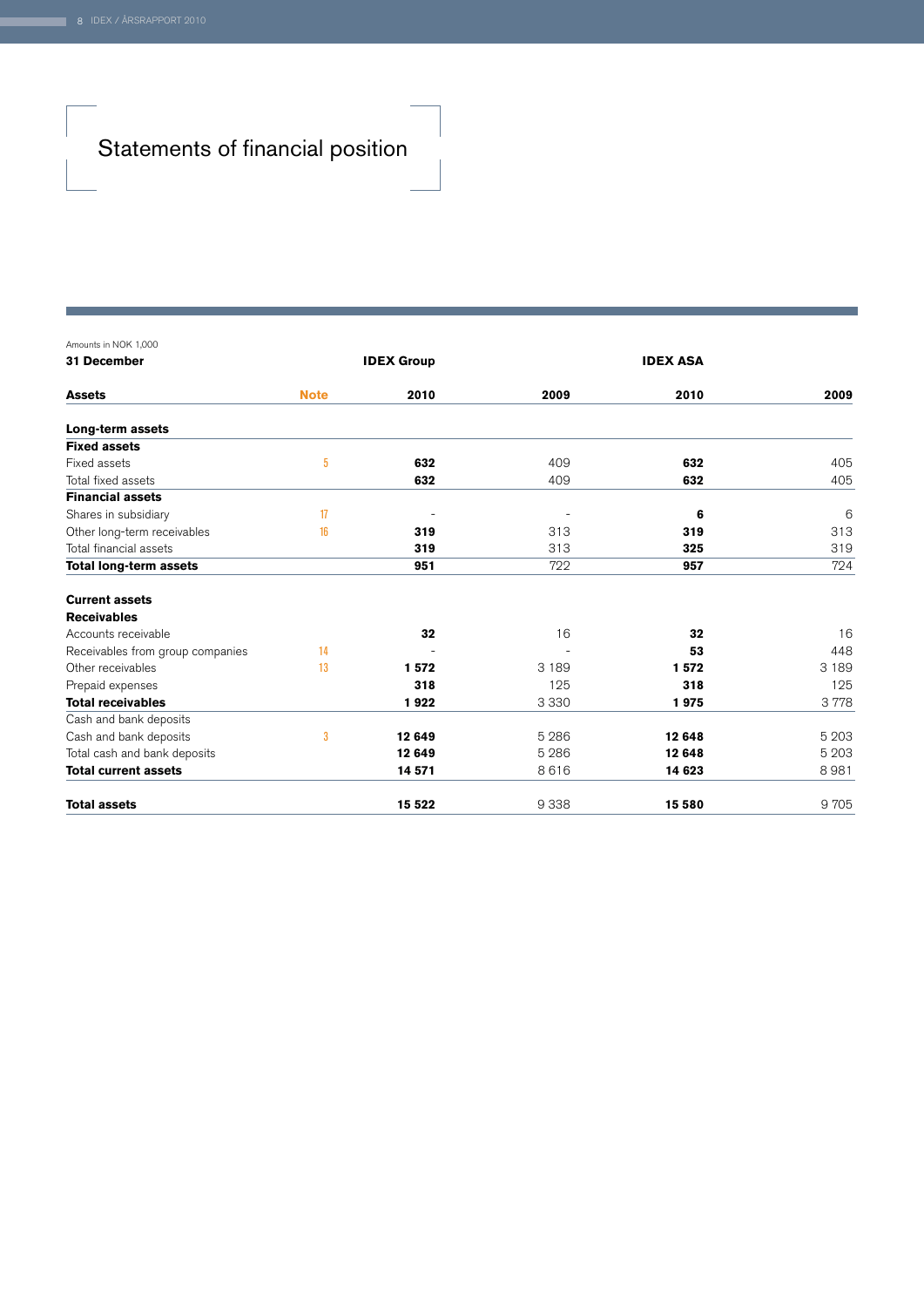# Statements of financial position

Amounts in NOK 1,000

| 31 December | | IDEX Group | | IDEX ASA | |
|---|---|---|---|---|---|
| **Assets** | **Note** | **2010** | **2009** | **2010** | **2009** |
| **Long-term assets** | | | | | |
| **Fixed assets** | | | | | |
| Fixed assets | 5 | **632** | 409 | **632** | 405 |
| Total fixed assets | | **632** | 409 | **632** | 405 |
| **Financial assets** | | | | | |
| Shares in subsidiary | 17 | - | - | **6** | 6 |
| Other long-term receivables | 16 | **319** | 313 | **319** | 313 |
| Total financial assets | | **319** | 313 | **325** | 319 |
| **Total long-term assets** | | **951** | 722 | **957** | 724 |
| **Current assets** | | | | | |
| **Receivables** | | | | | |
| Accounts receivable | | **32** | 16 | **32** | 16 |
| Receivables from group companies | 14 | - | - | **53** | 448 |
| Other receivables | 13 | **1 572** | 3 189 | **1 572** | 3 189 |
| Prepaid expenses | | **318** | 125 | **318** | 125 |
| **Total receivables** | | **1 922** | 3 330 | **1 975** | 3 778 |
| Cash and bank deposits | | | | | |
| Cash and bank deposits | 3 | **12 649** | 5 286 | **12 648** | 5 203 |
| Total cash and bank deposits | | **12 649** | 5 286 | **12 648** | 5 203 |
| **Total current assets** | | **14 571** | 8 616 | **14 623** | 8 981 |
| **Total assets** | | **15 522** | 9 338 | **15 580** | 9 705 |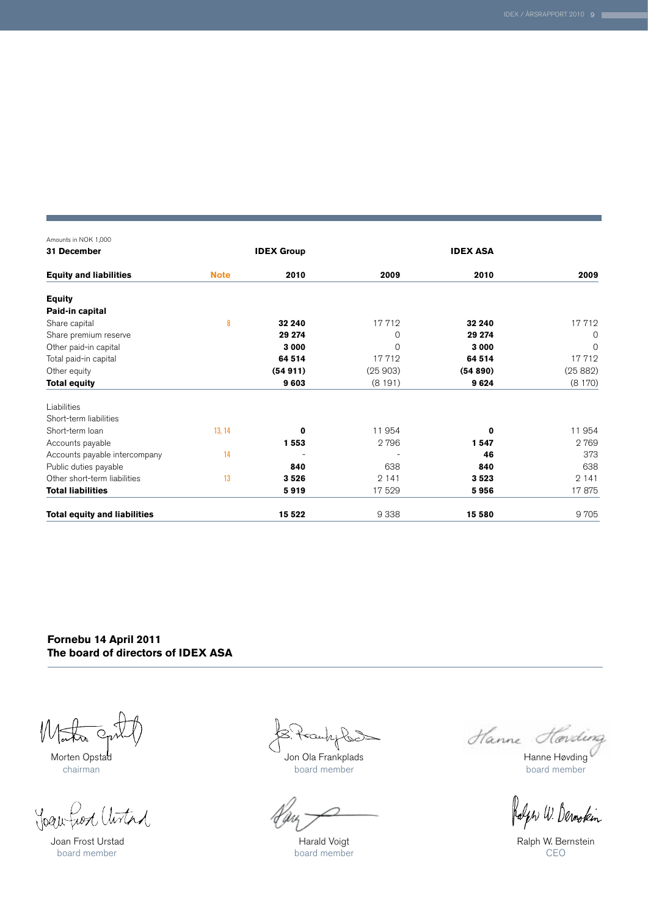Amounts in NOK 1,000

| 31 December | | IDEX Group | | IDEX ASA | |
|---|---|---|---|---|---|
| **Equity and liabilities** | **Note** | **2010** | **2009** | **2010** | **2009** |
| **Equity** | | | | | |
| **Paid-in capital** | | | | | |
| Share capital | 8 | **32 240** | 17 712 | **32 240** | 17 712 |
| Share premium reserve | | **29 274** | 0 | **29 274** | 0 |
| Other paid-in capital | | **3 000** | 0 | **3 000** | 0 |
| Total paid-in capital | | **64 514** | 17 712 | **64 514** | 17 712 |
| Other equity | | **(54 911)** | (25 903) | **(54 890)** | (25 882) |
| **Total equity** | | **9 603** | (8 191) | **9 624** | (8 170) |
| Liabilities | | | | | |
| Short-term liabilities | | | | | |
| Short-term loan | 13, 14 | **0** | 11 954 | **0** | 11 954 |
| Accounts payable | | **1 553** | 2 796 | **1 547** | 2 769 |
| Accounts payable intercompany | 14 | - | - | **46** | 373 |
| Public duties payable | | **840** | 638 | **840** | 638 |
| Other short-term liabilities | 13 | **3 526** | 2 141 | **3 523** | 2 141 |
| **Total liabilities** | | **5 919** | 17 529 | **5 956** | 17 875 |
| **Total equity and liabilities** | | **15 522** | 9 338 | **15 580** | 9 705 |

**Fornebu 14 April 2011**
**The board of directors of IDEX ASA**

Morten Opstad
chairman

Jon Ola Frankplads
board member

Hanne Høvding
board member

Joan Frost Urstad
board member

Harald Voigt
board member

Ralph W. Bernstein
CEO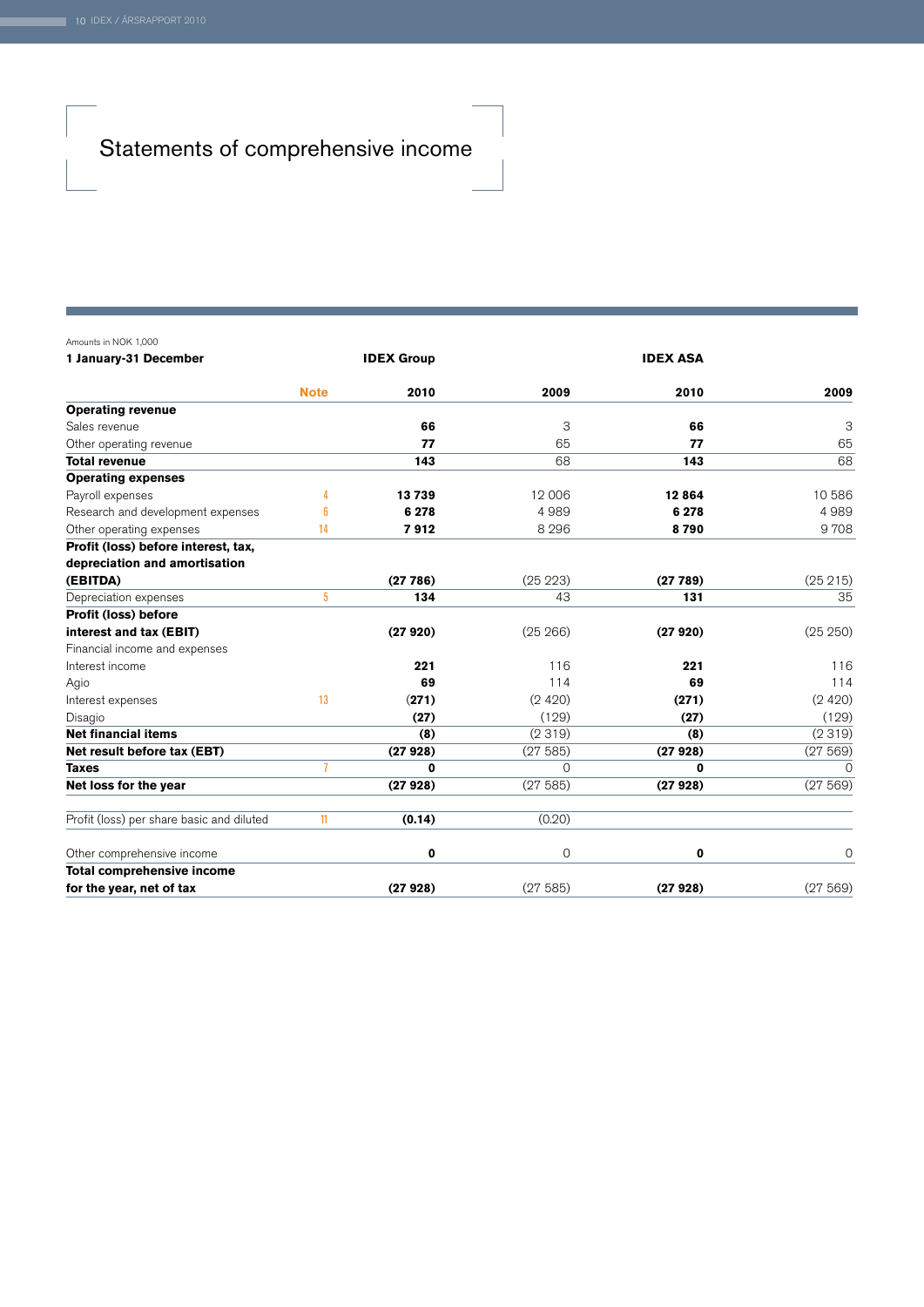# Statements of comprehensive income

Amounts in NOK 1,000

| 1 January-31 December | Note | IDEX Group 2010 | IDEX Group 2009 | IDEX ASA 2010 | IDEX ASA 2009 |
|---|---|---|---|---|---|
| **Operating revenue** | | | | | |
| Sales revenue | | **66** | 3 | **66** | 3 |
| Other operating revenue | | **77** | 65 | **77** | 65 |
| **Total revenue** | | **143** | 68 | **143** | 68 |
| **Operating expenses** | | | | | |
| Payroll expenses | 4 | **13 739** | 12 006 | **12 864** | 10 586 |
| Research and development expenses | 6 | **6 278** | 4 989 | **6 278** | 4 989 |
| Other operating expenses | 14 | **7 912** | 8 296 | **8 790** | 9 708 |
| **Profit (loss) before interest, tax, depreciation and amortisation (EBITDA)** | | **(27 786)** | (25 223) | **(27 789)** | (25 215) |
| Depreciation expenses | 5 | **134** | 43 | **131** | 35 |
| **Profit (loss) before interest and tax (EBIT)** | | **(27 920)** | (25 266) | **(27 920)** | (25 250) |
| Financial income and expenses | | | | | |
| Interest income | | **221** | 116 | **221** | 116 |
| Agio | | **69** | 114 | **69** | 114 |
| Interest expenses | 13 | **(271)** | (2 420) | **(271)** | (2 420) |
| Disagio | | **(27)** | (129) | **(27)** | (129) |
| **Net financial items** | | **(8)** | (2 319) | **(8)** | (2 319) |
| **Net result before tax (EBT)** | | **(27 928)** | (27 585) | **(27 928)** | (27 569) |
| **Taxes** | 7 | **0** | 0 | **0** | 0 |
| **Net loss for the year** | | **(27 928)** | (27 585) | **(27 928)** | (27 569) |
| Profit (loss) per share basic and diluted | 11 | **(0.14)** | (0.20) | | |
| Other comprehensive income | | **0** | 0 | **0** | 0 |
| **Total comprehensive income for the year, net of tax** | | **(27 928)** | (27 585) | **(27 928)** | (27 569) |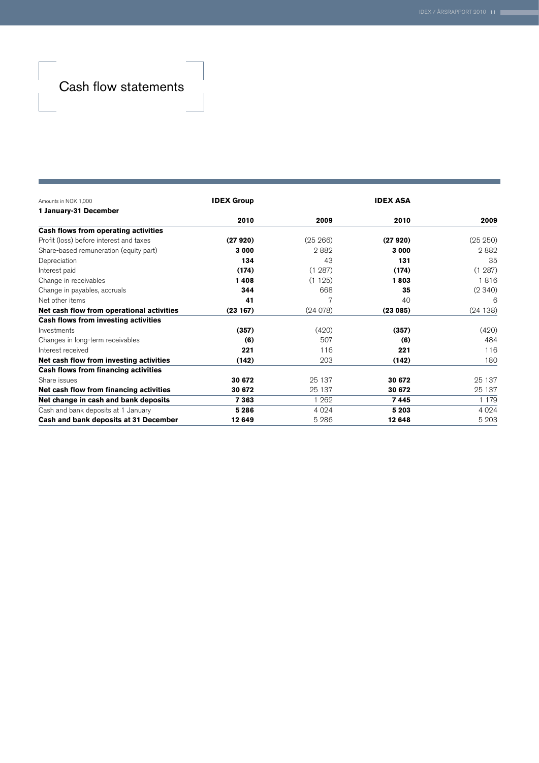# Cash flow statements

| Amounts in NOK 1,000 | IDEX Group | | IDEX ASA | |
|---|---|---|---|---|
| **1 January-31 December** | | | | |
| | **2010** | **2009** | **2010** | **2009** |
| **Cash flows from operating activities** | | | | |
| Profit (loss) before interest and taxes | **(27 920)** | (25 266) | **(27 920)** | (25 250) |
| Share-based remuneration (equity part) | **3 000** | 2 882 | **3 000** | 2 882 |
| Depreciation | **134** | 43 | **131** | 35 |
| Interest paid | **(174)** | (1 287) | **(174)** | (1 287) |
| Change in receivables | **1 408** | (1 125) | **1 803** | 1 816 |
| Change in payables, accruals | **344** | 668 | **35** | (2 340) |
| Net other items | **41** | 7 | 40 | 6 |
| **Net cash flow from operational activities** | **(23 167)** | (24 078) | **(23 085)** | (24 138) |
| **Cash flows from investing activities** | | | | |
| Investments | **(357)** | (420) | **(357)** | (420) |
| Changes in long-term receivables | **(6)** | 507 | **(6)** | 484 |
| Interest received | **221** | 116 | **221** | 116 |
| **Net cash flow from investing activities** | **(142)** | 203 | **(142)** | 180 |
| **Cash flows from financing activities** | | | | |
| Share issues | **30 672** | 25 137 | **30 672** | 25 137 |
| **Net cash flow from financing activities** | **30 672** | 25 137 | **30 672** | 25 137 |
| **Net change in cash and bank deposits** | **7 363** | 1 262 | **7 445** | 1 179 |
| Cash and bank deposits at 1 January | **5 286** | 4 024 | **5 203** | 4 024 |
| **Cash and bank deposits at 31 December** | **12 649** | 5 286 | **12 648** | 5 203 |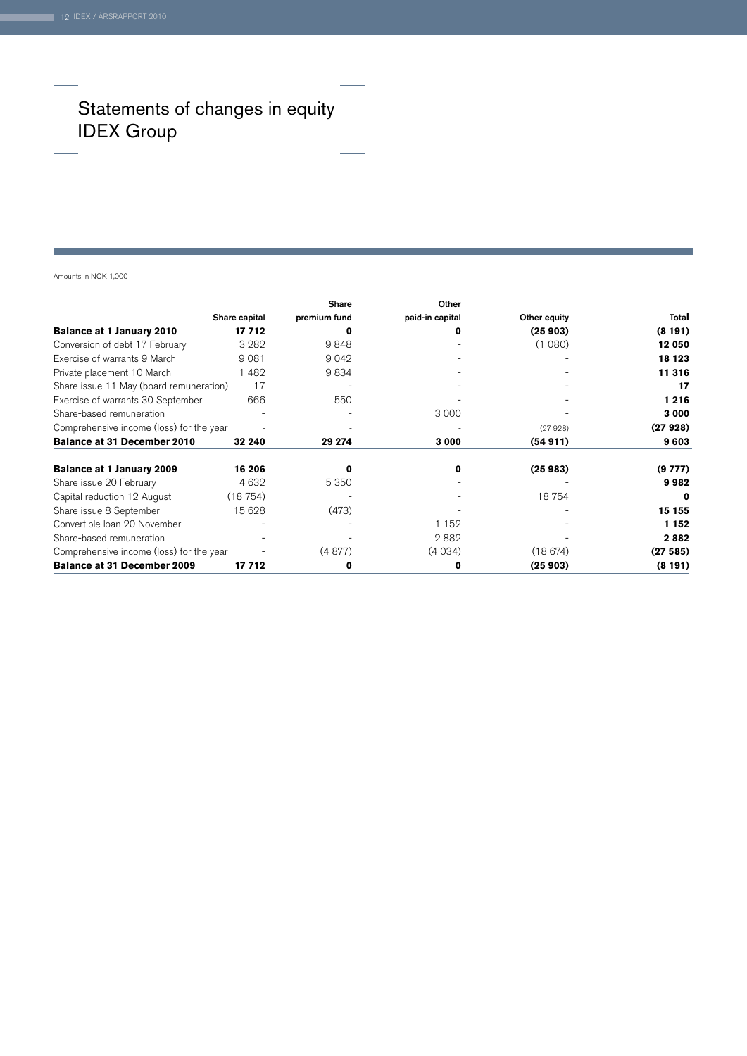# Statements of changes in equity IDEX Group

Amounts in NOK 1,000

| | Share capital | Share premium fund | Other paid-in capital | Other equity | Total |
|---|---|---|---|---|---|
| **Balance at 1 January 2010** | **17 712** | **0** | **0** | **(25 903)** | **(8 191)** |
| Conversion of debt 17 February | 3 282 | 9 848 | - | (1 080) | **12 050** |
| Exercise of warrants 9 March | 9 081 | 9 042 | - | - | **18 123** |
| Private placement 10 March | 1 482 | 9 834 | - | - | **11 316** |
| Share issue 11 May (board remuneration) | 17 | - | - | - | **17** |
| Exercise of warrants 30 September | 666 | 550 | - | - | **1 216** |
| Share-based remuneration | - | - | 3 000 | - | **3 000** |
| Comprehensive income (loss) for the year | - | - | - | (27 928) | **(27 928)** |
| **Balance at 31 December 2010** | **32 240** | **29 274** | **3 000** | **(54 911)** | **9 603** |
| | | | | | |
| **Balance at 1 January 2009** | **16 206** | **0** | **0** | **(25 983)** | **(9 777)** |
| Share issue 20 February | 4 632 | 5 350 | - | - | **9 982** |
| Capital reduction 12 August | (18 754) | - | - | 18 754 | **0** |
| Share issue 8 September | 15 628 | (473) | - | - | **15 155** |
| Convertible loan 20 November | - | - | 1 152 | - | **1 152** |
| Share-based remuneration | - | - | 2 882 | - | **2 882** |
| Comprehensive income (loss) for the year | - | (4 877) | (4 034) | (18 674) | **(27 585)** |
| **Balance at 31 December 2009** | **17 712** | **0** | **0** | **(25 903)** | **(8 191)** |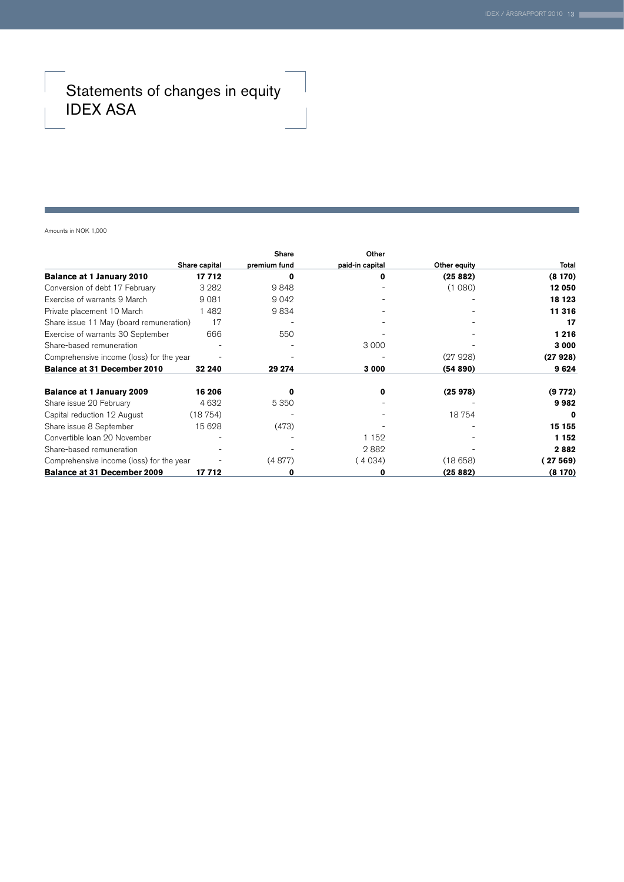# Statements of changes in equity IDEX ASA

Amounts in NOK 1,000

| | Share capital | Share premium fund | Other paid-in capital | Other equity | Total |
|---|---|---|---|---|---|
| **Balance at 1 January 2010** | **17 712** | **0** | **0** | **(25 882)** | **(8 170)** |
| Conversion of debt 17 February | 3 282 | 9 848 | - | (1 080) | **12 050** |
| Exercise of warrants 9 March | 9 081 | 9 042 | - | - | **18 123** |
| Private placement 10 March | 1 482 | 9 834 | - | - | **11 316** |
| Share issue 11 May (board remuneration) | 17 | - | - | - | **17** |
| Exercise of warrants 30 September | 666 | 550 | - | - | **1 216** |
| Share-based remuneration | - | - | 3 000 | - | **3 000** |
| Comprehensive income (loss) for the year | - | - | - | (27 928) | **(27 928)** |
| **Balance at 31 December 2010** | **32 240** | **29 274** | **3 000** | **(54 890)** | **9 624** |
| | | | | | |
| **Balance at 1 January 2009** | **16 206** | **0** | **0** | **(25 978)** | **(9 772)** |
| Share issue 20 February | 4 632 | 5 350 | - | - | **9 982** |
| Capital reduction 12 August | (18 754) | - | - | 18 754 | **0** |
| Share issue 8 September | 15 628 | (473) | - | - | **15 155** |
| Convertible loan 20 November | - | - | 1 152 | - | **1 152** |
| Share-based remuneration | - | - | 2 882 | - | **2 882** |
| Comprehensive income (loss) for the year | - | (4 877) | ( 4 034) | (18 658) | **( 27 569)** |
| **Balance at 31 December 2009** | **17 712** | **0** | **0** | **(25 882)** | **(8 170)** |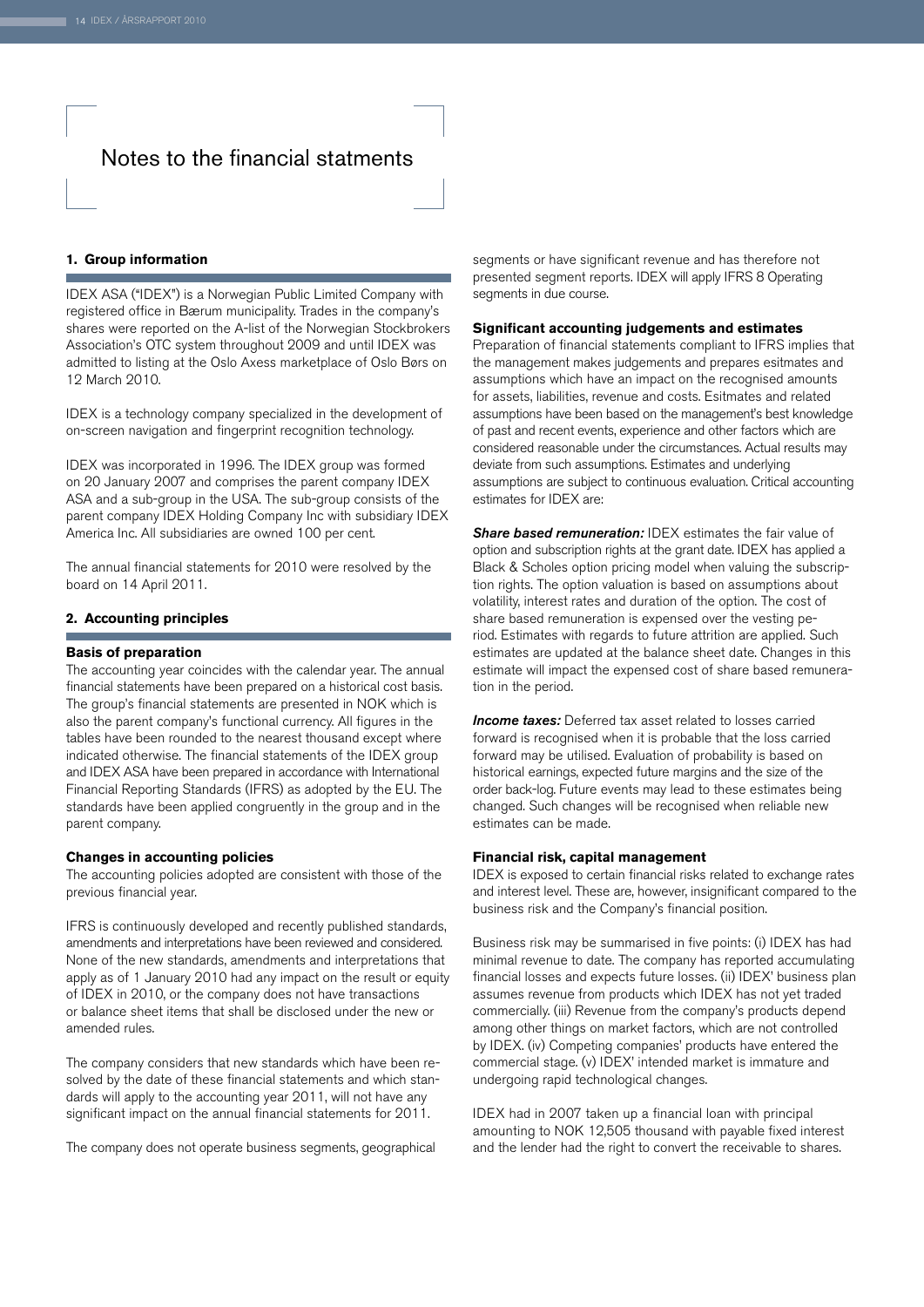# Notes to the financial statments

## 1. Group information

IDEX ASA ("IDEX") is a Norwegian Public Limited Company with registered office in Bærum municipality. Trades in the company's shares were reported on the A-list of the Norwegian Stockbrokers Association's OTC system throughout 2009 and until IDEX was admitted to listing at the Oslo Axess marketplace of Oslo Børs on 12 March 2010.

IDEX is a technology company specialized in the development of on-screen navigation and fingerprint recognition technology.

IDEX was incorporated in 1996. The IDEX group was formed on 20 January 2007 and comprises the parent company IDEX ASA and a sub-group in the USA. The sub-group consists of the parent company IDEX Holding Company Inc with subsidiary IDEX America Inc. All subsidiaries are owned 100 per cent.

The annual financial statements for 2010 were resolved by the board on 14 April 2011.

## 2. Accounting principles

### Basis of preparation

The accounting year coincides with the calendar year. The annual financial statements have been prepared on a historical cost basis. The group's financial statements are presented in NOK which is also the parent company's functional currency. All figures in the tables have been rounded to the nearest thousand except where indicated otherwise. The financial statements of the IDEX group and IDEX ASA have been prepared in accordance with International Financial Reporting Standards (IFRS) as adopted by the EU. The standards have been applied congruently in the group and in the parent company.

### Changes in accounting policies

The accounting policies adopted are consistent with those of the previous financial year.

IFRS is continuously developed and recently published standards, amendments and interpretations have been reviewed and considered. None of the new standards, amendments and interpretations that apply as of 1 January 2010 had any impact on the result or equity of IDEX in 2010, or the company does not have transactions or balance sheet items that shall be disclosed under the new or amended rules.

The company considers that new standards which have been resolved by the date of these financial statements and which standards will apply to the accounting year 2011, will not have any significant impact on the annual financial statements for 2011.

The company does not operate business segments, geographical segments or have significant revenue and has therefore not presented segment reports. IDEX will apply IFRS 8 Operating segments in due course.

### Significant accounting judgements and estimates

Preparation of financial statements compliant to IFRS implies that the management makes judgements and prepares esitmates and assumptions which have an impact on the recognised amounts for assets, liabilities, revenue and costs. Esitmates and related assumptions have been based on the management's best knowledge of past and recent events, experience and other factors which are considered reasonable under the circumstances. Actual results may deviate from such assumptions. Estimates and underlying assumptions are subject to continuous evaluation. Critical accounting estimates for IDEX are:

***Share based remuneration:*** IDEX estimates the fair value of option and subscription rights at the grant date. IDEX has applied a Black & Scholes option pricing model when valuing the subscription rights. The option valuation is based on assumptions about volatility, interest rates and duration of the option. The cost of share based remuneration is expensed over the vesting period. Estimates with regards to future attrition are applied. Such estimates are updated at the balance sheet date. Changes in this estimate will impact the expensed cost of share based remuneration in the period.

***Income taxes:*** Deferred tax asset related to losses carried forward is recognised when it is probable that the loss carried forward may be utilised. Evaluation of probability is based on historical earnings, expected future margins and the size of the order back-log. Future events may lead to these estimates being changed. Such changes will be recognised when reliable new estimates can be made.

### Financial risk, capital management

IDEX is exposed to certain financial risks related to exchange rates and interest level. These are, however, insignificant compared to the business risk and the Company's financial position.

Business risk may be summarised in five points: (i) IDEX has had minimal revenue to date. The company has reported accumulating financial losses and expects future losses. (ii) IDEX' business plan assumes revenue from products which IDEX has not yet traded commercially. (iii) Revenue from the company's products depend among other things on market factors, which are not controlled by IDEX. (iv) Competing companies' products have entered the commercial stage. (v) IDEX' intended market is immature and undergoing rapid technological changes.

IDEX had in 2007 taken up a financial loan with principal amounting to NOK 12,505 thousand with payable fixed interest and the lender had the right to convert the receivable to shares.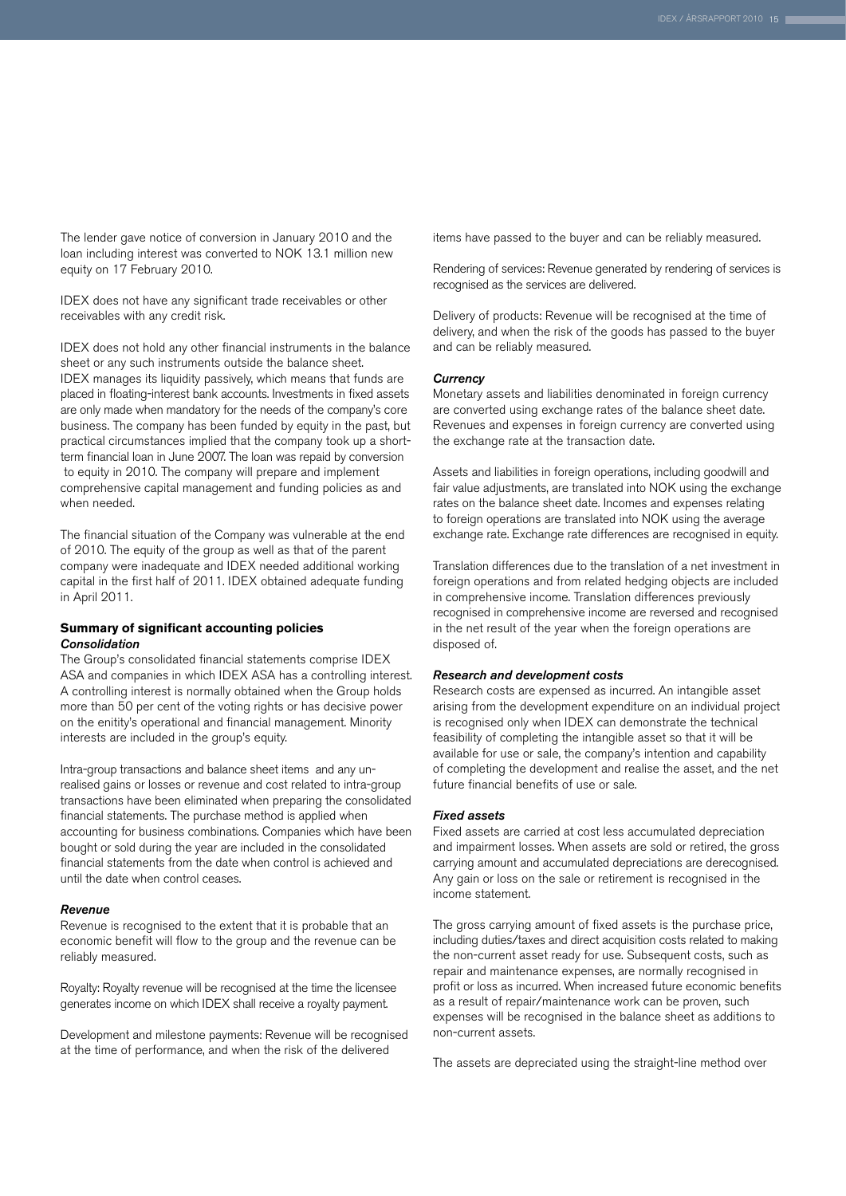The lender gave notice of conversion in January 2010 and the loan including interest was converted to NOK 13.1 million new equity on 17 February 2010.

IDEX does not have any significant trade receivables or other receivables with any credit risk.

IDEX does not hold any other financial instruments in the balance sheet or any such instruments outside the balance sheet. IDEX manages its liquidity passively, which means that funds are placed in floating-interest bank accounts. Investments in fixed assets are only made when mandatory for the needs of the company's core business. The company has been funded by equity in the past, but practical circumstances implied that the company took up a short-term financial loan in June 2007. The loan was repaid by conversion to equity in 2010. The company will prepare and implement comprehensive capital management and funding policies as and when needed.

The financial situation of the Company was vulnerable at the end of 2010. The equity of the group as well as that of the parent company were inadequate and IDEX needed additional working capital in the first half of 2011. IDEX obtained adequate funding in April 2011.

## Summary of significant accounting policies

### *Consolidation*

The Group's consolidated financial statements comprise IDEX ASA and companies in which IDEX ASA has a controlling interest. A controlling interest is normally obtained when the Group holds more than 50 per cent of the voting rights or has decisive power on the enitity's operational and financial management. Minority interests are included in the group's equity.

Intra-group transactions and balance sheet items and any unrealised gains or losses or revenue and cost related to intra-group transactions have been eliminated when preparing the consolidated financial statements. The purchase method is applied when accounting for business combinations. Companies which have been bought or sold during the year are included in the consolidated financial statements from the date when control is achieved and until the date when control ceases.

### *Revenue*

Revenue is recognised to the extent that it is probable that an economic benefit will flow to the group and the revenue can be reliably measured.

Royalty: Royalty revenue will be recognised at the time the licensee generates income on which IDEX shall receive a royalty payment.

Development and milestone payments: Revenue will be recognised at the time of performance, and when the risk of the delivered items have passed to the buyer and can be reliably measured.

Rendering of services: Revenue generated by rendering of services is recognised as the services are delivered.

Delivery of products: Revenue will be recognised at the time of delivery, and when the risk of the goods has passed to the buyer and can be reliably measured.

### *Currency*

Monetary assets and liabilities denominated in foreign currency are converted using exchange rates of the balance sheet date. Revenues and expenses in foreign currency are converted using the exchange rate at the transaction date.

Assets and liabilities in foreign operations, including goodwill and fair value adjustments, are translated into NOK using the exchange rates on the balance sheet date. Incomes and expenses relating to foreign operations are translated into NOK using the average exchange rate. Exchange rate differences are recognised in equity.

Translation differences due to the translation of a net investment in foreign operations and from related hedging objects are included in comprehensive income. Translation differences previously recognised in comprehensive income are reversed and recognised in the net result of the year when the foreign operations are disposed of.

### *Research and development costs*

Research costs are expensed as incurred. An intangible asset arising from the development expenditure on an individual project is recognised only when IDEX can demonstrate the technical feasibility of completing the intangible asset so that it will be available for use or sale, the company's intention and capability of completing the development and realise the asset, and the net future financial benefits of use or sale.

### *Fixed assets*

Fixed assets are carried at cost less accumulated depreciation and impairment losses. When assets are sold or retired, the gross carrying amount and accumulated depreciations are derecognised. Any gain or loss on the sale or retirement is recognised in the income statement.

The gross carrying amount of fixed assets is the purchase price, including duties/taxes and direct acquisition costs related to making the non-current asset ready for use. Subsequent costs, such as repair and maintenance expenses, are normally recognised in profit or loss as incurred. When increased future economic benefits as a result of repair/maintenance work can be proven, such expenses will be recognised in the balance sheet as additions to non-current assets.

The assets are depreciated using the straight-line method over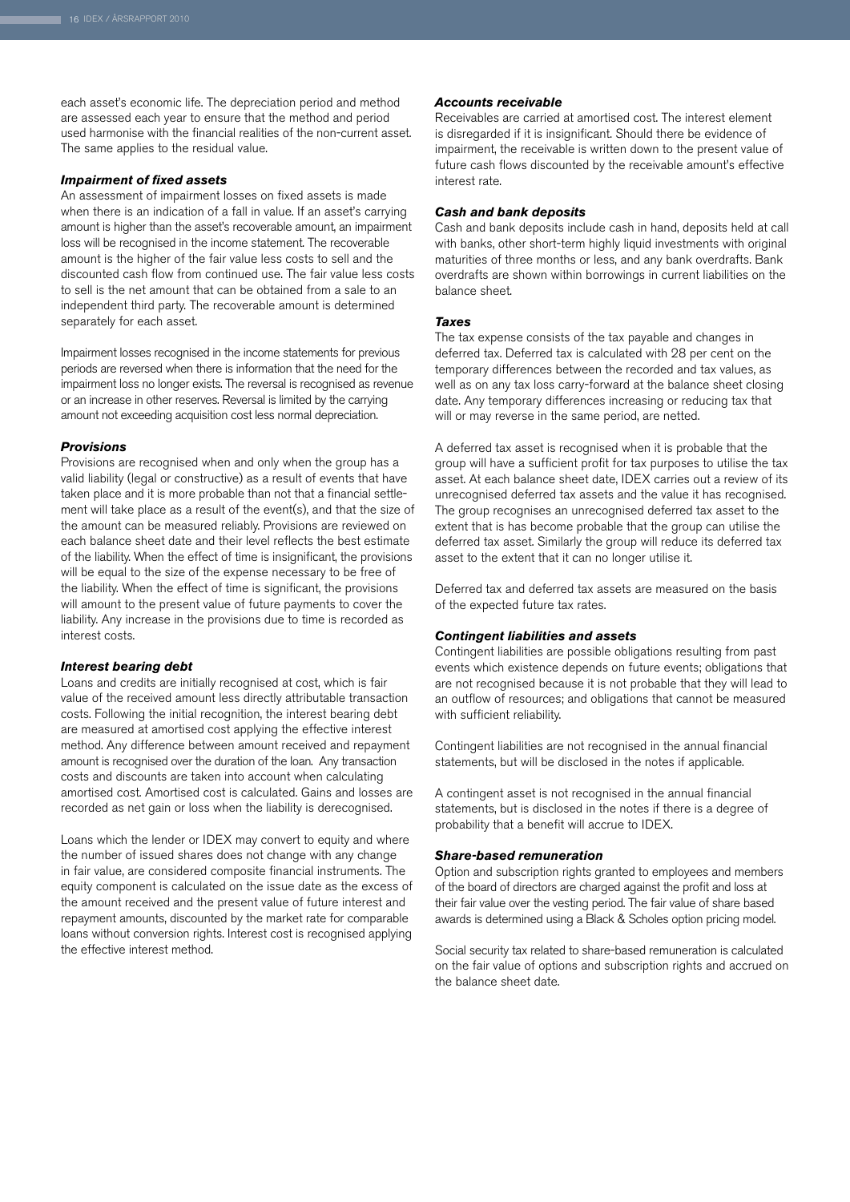each asset's economic life. The depreciation period and method are assessed each year to ensure that the method and period used harmonise with the financial realities of the non-current asset. The same applies to the residual value.

### *Impairment of fixed assets*

An assessment of impairment losses on fixed assets is made when there is an indication of a fall in value. If an asset's carrying amount is higher than the asset's recoverable amount, an impairment loss will be recognised in the income statement. The recoverable amount is the higher of the fair value less costs to sell and the discounted cash flow from continued use. The fair value less costs to sell is the net amount that can be obtained from a sale to an independent third party. The recoverable amount is determined separately for each asset.

Impairment losses recognised in the income statements for previous periods are reversed when there is information that the need for the impairment loss no longer exists. The reversal is recognised as revenue or an increase in other reserves. Reversal is limited by the carrying amount not exceeding acquisition cost less normal depreciation.

### *Provisions*

Provisions are recognised when and only when the group has a valid liability (legal or constructive) as a result of events that have taken place and it is more probable than not that a financial settlement will take place as a result of the event(s), and that the size of the amount can be measured reliably. Provisions are reviewed on each balance sheet date and their level reflects the best estimate of the liability. When the effect of time is insignificant, the provisions will be equal to the size of the expense necessary to be free of the liability. When the effect of time is significant, the provisions will amount to the present value of future payments to cover the liability. Any increase in the provisions due to time is recorded as interest costs.

### *Interest bearing debt*

Loans and credits are initially recognised at cost, which is fair value of the received amount less directly attributable transaction costs. Following the initial recognition, the interest bearing debt are measured at amortised cost applying the effective interest method. Any difference between amount received and repayment amount is recognised over the duration of the loan. Any transaction costs and discounts are taken into account when calculating amortised cost. Amortised cost is calculated. Gains and losses are recorded as net gain or loss when the liability is derecognised.

Loans which the lender or IDEX may convert to equity and where the number of issued shares does not change with any change in fair value, are considered composite financial instruments. The equity component is calculated on the issue date as the excess of the amount received and the present value of future interest and repayment amounts, discounted by the market rate for comparable loans without conversion rights. Interest cost is recognised applying the effective interest method.

### *Accounts receivable*

Receivables are carried at amortised cost. The interest element is disregarded if it is insignificant. Should there be evidence of impairment, the receivable is written down to the present value of future cash flows discounted by the receivable amount's effective interest rate.

### *Cash and bank deposits*

Cash and bank deposits include cash in hand, deposits held at call with banks, other short-term highly liquid investments with original maturities of three months or less, and any bank overdrafts. Bank overdrafts are shown within borrowings in current liabilities on the balance sheet.

### *Taxes*

The tax expense consists of the tax payable and changes in deferred tax. Deferred tax is calculated with 28 per cent on the temporary differences between the recorded and tax values, as well as on any tax loss carry-forward at the balance sheet closing date. Any temporary differences increasing or reducing tax that will or may reverse in the same period, are netted.

A deferred tax asset is recognised when it is probable that the group will have a sufficient profit for tax purposes to utilise the tax asset. At each balance sheet date, IDEX carries out a review of its unrecognised deferred tax assets and the value it has recognised. The group recognises an unrecognised deferred tax asset to the extent that is has become probable that the group can utilise the deferred tax asset. Similarly the group will reduce its deferred tax asset to the extent that it can no longer utilise it.

Deferred tax and deferred tax assets are measured on the basis of the expected future tax rates.

### *Contingent liabilities and assets*

Contingent liabilities are possible obligations resulting from past events which existence depends on future events; obligations that are not recognised because it is not probable that they will lead to an outflow of resources; and obligations that cannot be measured with sufficient reliability.

Contingent liabilities are not recognised in the annual financial statements, but will be disclosed in the notes if applicable.

A contingent asset is not recognised in the annual financial statements, but is disclosed in the notes if there is a degree of probability that a benefit will accrue to IDEX.

### *Share-based remuneration*

Option and subscription rights granted to employees and members of the board of directors are charged against the profit and loss at their fair value over the vesting period. The fair value of share based awards is determined using a Black & Scholes option pricing model.

Social security tax related to share-based remuneration is calculated on the fair value of options and subscription rights and accrued on the balance sheet date.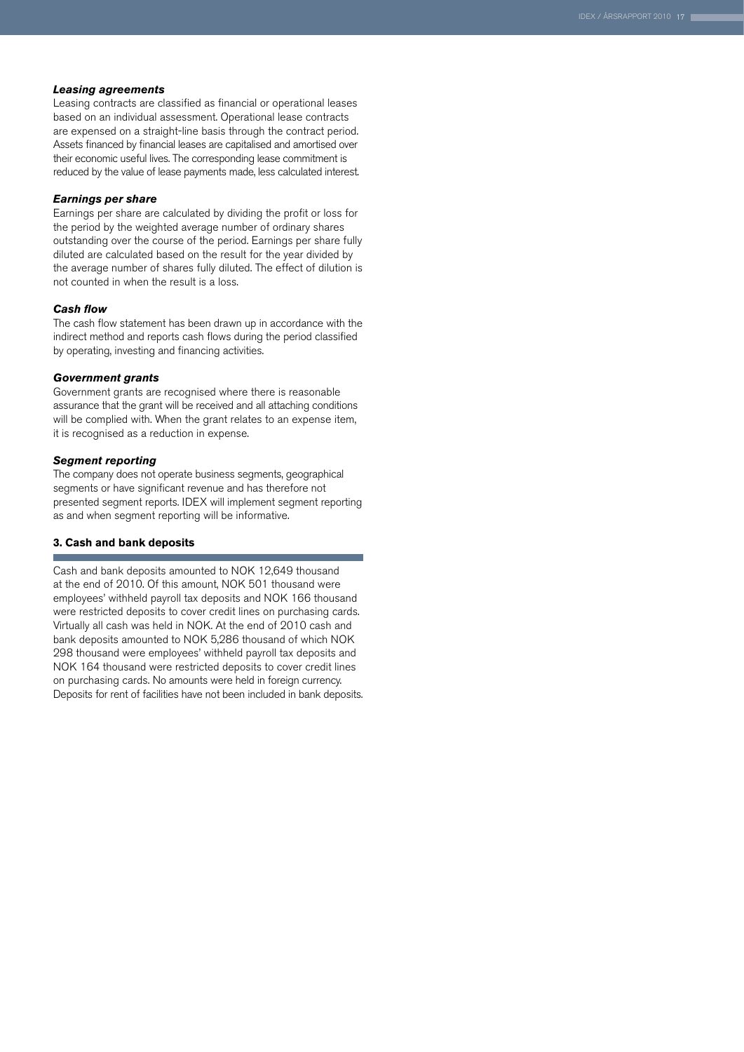***Leasing agreements***

Leasing contracts are classified as financial or operational leases based on an individual assessment. Operational lease contracts are expensed on a straight-line basis through the contract period. Assets financed by financial leases are capitalised and amortised over their economic useful lives. The corresponding lease commitment is reduced by the value of lease payments made, less calculated interest.

***Earnings per share***

Earnings per share are calculated by dividing the profit or loss for the period by the weighted average number of ordinary shares outstanding over the course of the period. Earnings per share fully diluted are calculated based on the result for the year divided by the average number of shares fully diluted. The effect of dilution is not counted in when the result is a loss.

***Cash flow***

The cash flow statement has been drawn up in accordance with the indirect method and reports cash flows during the period classified by operating, investing and financing activities.

***Government grants***

Government grants are recognised where there is reasonable assurance that the grant will be received and all attaching conditions will be complied with. When the grant relates to an expense item, it is recognised as a reduction in expense.

***Segment reporting***

The company does not operate business segments, geographical segments or have significant revenue and has therefore not presented segment reports. IDEX will implement segment reporting as and when segment reporting will be informative.

### 3. Cash and bank deposits

Cash and bank deposits amounted to NOK 12,649 thousand at the end of 2010. Of this amount, NOK 501 thousand were employees' withheld payroll tax deposits and NOK 166 thousand were restricted deposits to cover credit lines on purchasing cards. Virtually all cash was held in NOK. At the end of 2010 cash and bank deposits amounted to NOK 5,286 thousand of which NOK 298 thousand were employees' withheld payroll tax deposits and NOK 164 thousand were restricted deposits to cover credit lines on purchasing cards. No amounts were held in foreign currency. Deposits for rent of facilities have not been included in bank deposits.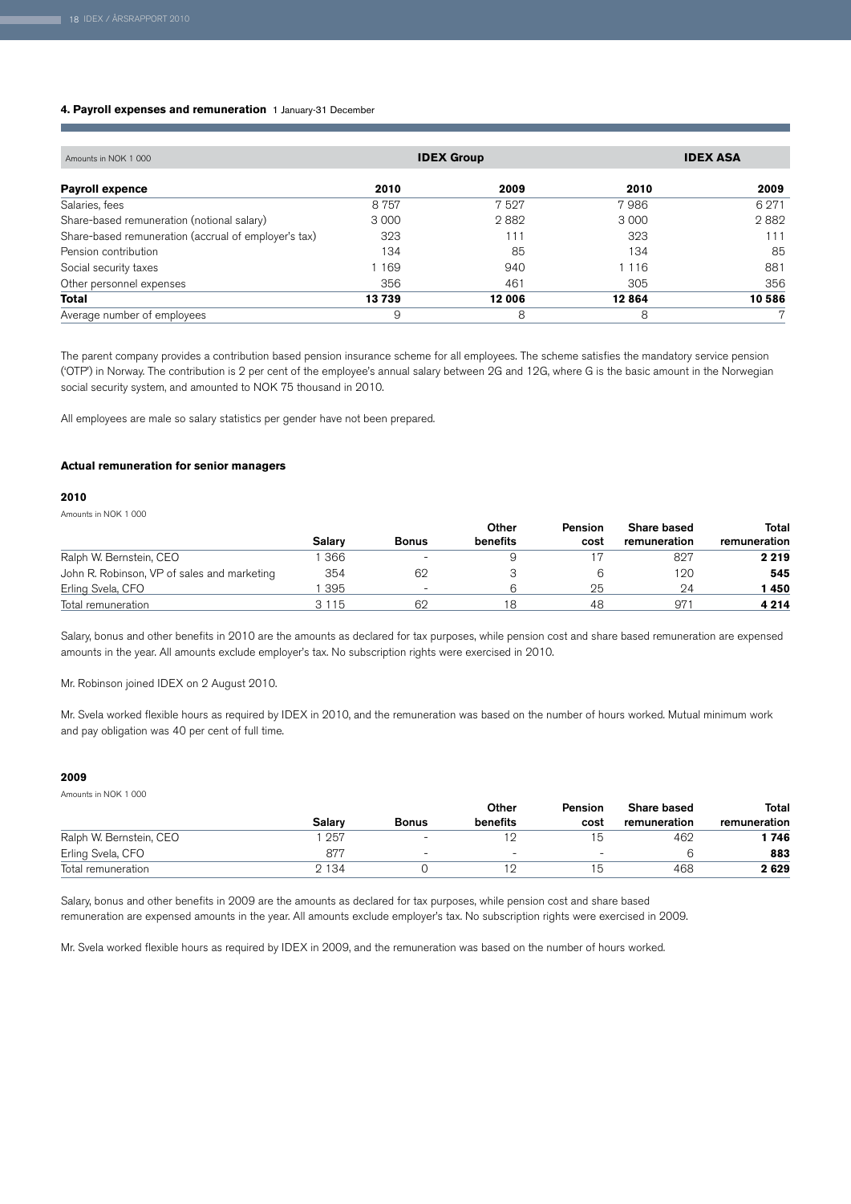## 4. Payroll expenses and remuneration 1 January-31 December

| Amounts in NOK 1 000 | IDEX Group | | IDEX ASA | |
|---|---|---|---|---|
| **Payroll expence** | **2010** | **2009** | **2010** | **2009** |
| Salaries, fees | 8 757 | 7 527 | 7 986 | 6 271 |
| Share-based remuneration (notional salary) | 3 000 | 2 882 | 3 000 | 2 882 |
| Share-based remuneration (accrual of employer's tax) | 323 | 111 | 323 | 111 |
| Pension contribution | 134 | 85 | 134 | 85 |
| Social security taxes | 1 169 | 940 | 1 116 | 881 |
| Other personnel expenses | 356 | 461 | 305 | 356 |
| **Total** | **13 739** | **12 006** | **12 864** | **10 586** |
| Average number of employees | 9 | 8 | 8 | 7 |

The parent company provides a contribution based pension insurance scheme for all employees. The scheme satisfies the mandatory service pension ('OTP') in Norway. The contribution is 2 per cent of the employee's annual salary between 2G and 12G, where G is the basic amount in the Norwegian social security system, and amounted to NOK 75 thousand in 2010.

All employees are male so salary statistics per gender have not been prepared.

### Actual remuneration for senior managers

#### 2010

Amounts in NOK 1 000

| | Salary | Bonus | Other benefits | Pension cost | Share based remuneration | Total remuneration |
|---|---|---|---|---|---|---|
| Ralph W. Bernstein, CEO | 1 366 | - | 9 | 17 | 827 | **2 219** |
| John R. Robinson, VP of sales and marketing | 354 | 62 | 3 | 6 | 120 | **545** |
| Erling Svela, CFO | 1 395 | - | 6 | 25 | 24 | **1 450** |
| Total remuneration | 3 115 | 62 | 18 | 48 | 971 | **4 214** |

Salary, bonus and other benefits in 2010 are the amounts as declared for tax purposes, while pension cost and share based remuneration are expensed amounts in the year. All amounts exclude employer's tax. No subscription rights were exercised in 2010.

Mr. Robinson joined IDEX on 2 August 2010.

Mr. Svela worked flexible hours as required by IDEX in 2010, and the remuneration was based on the number of hours worked. Mutual minimum work and pay obligation was 40 per cent of full time.

#### 2009

Amounts in NOK 1 000

| | Salary | Bonus | Other benefits | Pension cost | Share based remuneration | Total remuneration |
|---|---|---|---|---|---|---|
| Ralph W. Bernstein, CEO | 1 257 | - | 12 | 15 | 462 | **1 746** |
| Erling Svela, CFO | 877 | - | - | - | 6 | **883** |
| Total remuneration | 2 134 | 0 | 12 | 15 | 468 | **2 629** |

Salary, bonus and other benefits in 2009 are the amounts as declared for tax purposes, while pension cost and share based remuneration are expensed amounts in the year. All amounts exclude employer's tax. No subscription rights were exercised in 2009.

Mr. Svela worked flexible hours as required by IDEX in 2009, and the remuneration was based on the number of hours worked.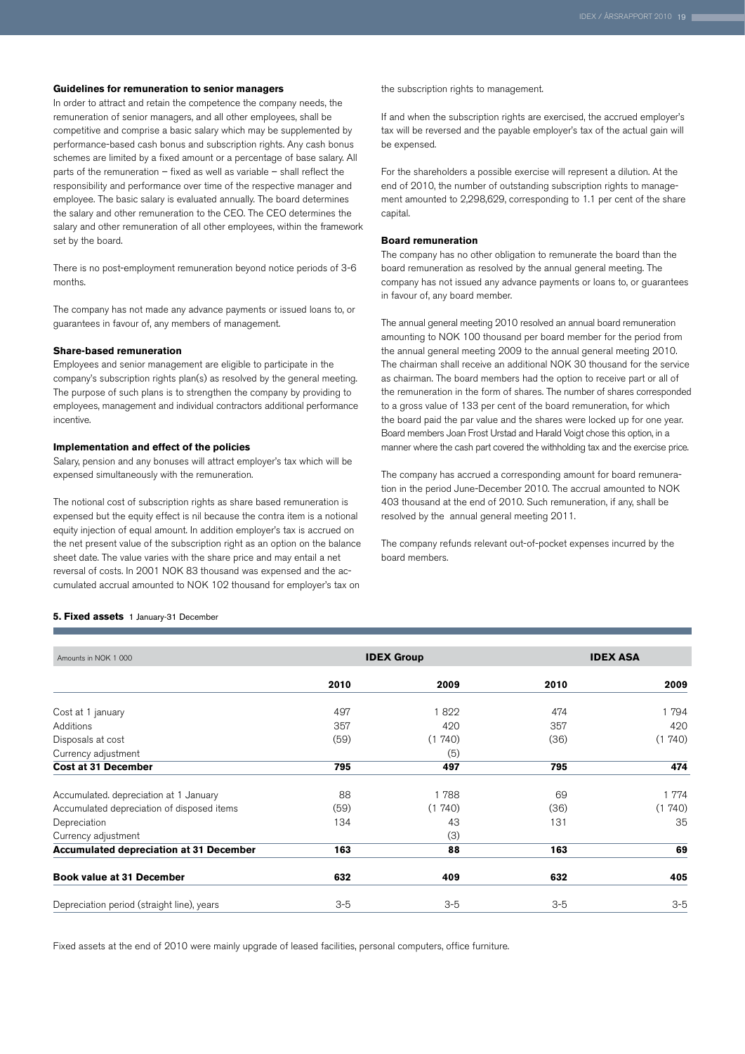### Guidelines for remuneration to senior managers

In order to attract and retain the competence the company needs, the remuneration of senior managers, and all other employees, shall be competitive and comprise a basic salary which may be supplemented by performance-based cash bonus and subscription rights. Any cash bonus schemes are limited by a fixed amount or a percentage of base salary. All parts of the remuneration – fixed as well as variable – shall reflect the responsibility and performance over time of the respective manager and employee. The basic salary is evaluated annually. The board determines the salary and other remuneration to the CEO. The CEO determines the salary and other remuneration of all other employees, within the framework set by the board.

There is no post-employment remuneration beyond notice periods of 3-6 months.

The company has not made any advance payments or issued loans to, or guarantees in favour of, any members of management.

### Share-based remuneration

Employees and senior management are eligible to participate in the company's subscription rights plan(s) as resolved by the general meeting. The purpose of such plans is to strengthen the company by providing to employees, management and individual contractors additional performance incentive.

### Implementation and effect of the policies

Salary, pension and any bonuses will attract employer's tax which will be expensed simultaneously with the remuneration.

The notional cost of subscription rights as share based remuneration is expensed but the equity effect is nil because the contra item is a notional equity injection of equal amount. In addition employer's tax is accrued on the net present value of the subscription right as an option on the balance sheet date. The value varies with the share price and may entail a net reversal of costs. In 2001 NOK 83 thousand was expensed and the accumulated accrual amounted to NOK 102 thousand for employer's tax on the subscription rights to management.

If and when the subscription rights are exercised, the accrued employer's tax will be reversed and the payable employer's tax of the actual gain will be expensed.

For the shareholders a possible exercise will represent a dilution. At the end of 2010, the number of outstanding subscription rights to management amounted to 2,298,629, corresponding to 1.1 per cent of the share capital.

### Board remuneration

The company has no other obligation to remunerate the board than the board remuneration as resolved by the annual general meeting. The company has not issued any advance payments or loans to, or guarantees in favour of, any board member.

The annual general meeting 2010 resolved an annual board remuneration amounting to NOK 100 thousand per board member for the period from the annual general meeting 2009 to the annual general meeting 2010. The chairman shall receive an additional NOK 30 thousand for the service as chairman. The board members had the option to receive part or all of the remuneration in the form of shares. The number of shares corresponded to a gross value of 133 per cent of the board remuneration, for which the board paid the par value and the shares were locked up for one year. Board members Joan Frost Urstad and Harald Voigt chose this option, in a manner where the cash part covered the withholding tax and the exercise price.

The company has accrued a corresponding amount for board remuneration in the period June-December 2010. The accrual amounted to NOK 403 thousand at the end of 2010. Such remuneration, if any, shall be resolved by the annual general meeting 2011.

The company refunds relevant out-of-pocket expenses incurred by the board members.

## 5. Fixed assets 1 January-31 December

| Amounts in NOK 1 000 | IDEX Group | | IDEX ASA | |
|---|---|---|---|---|
| | 2010 | 2009 | 2010 | 2009 |
| Cost at 1 january | 497 | 1 822 | 474 | 1 794 |
| Additions | 357 | 420 | 357 | 420 |
| Disposals at cost | (59) | (1 740) | (36) | (1 740) |
| Currency adjustment | | (5) | | |
| **Cost at 31 December** | **795** | **497** | **795** | **474** |
| Accumulated. depreciation at 1 January | 88 | 1 788 | 69 | 1 774 |
| Accumulated depreciation of disposed items | (59) | (1 740) | (36) | (1 740) |
| Depreciation | 134 | 43 | 131 | 35 |
| Currency adjustment | | (3) | | |
| **Accumulated depreciation at 31 December** | **163** | **88** | **163** | **69** |
| **Book value at 31 December** | **632** | **409** | **632** | **405** |
| Depreciation period (straight line), years | 3-5 | 3-5 | 3-5 | 3-5 |

Fixed assets at the end of 2010 were mainly upgrade of leased facilities, personal computers, office furniture.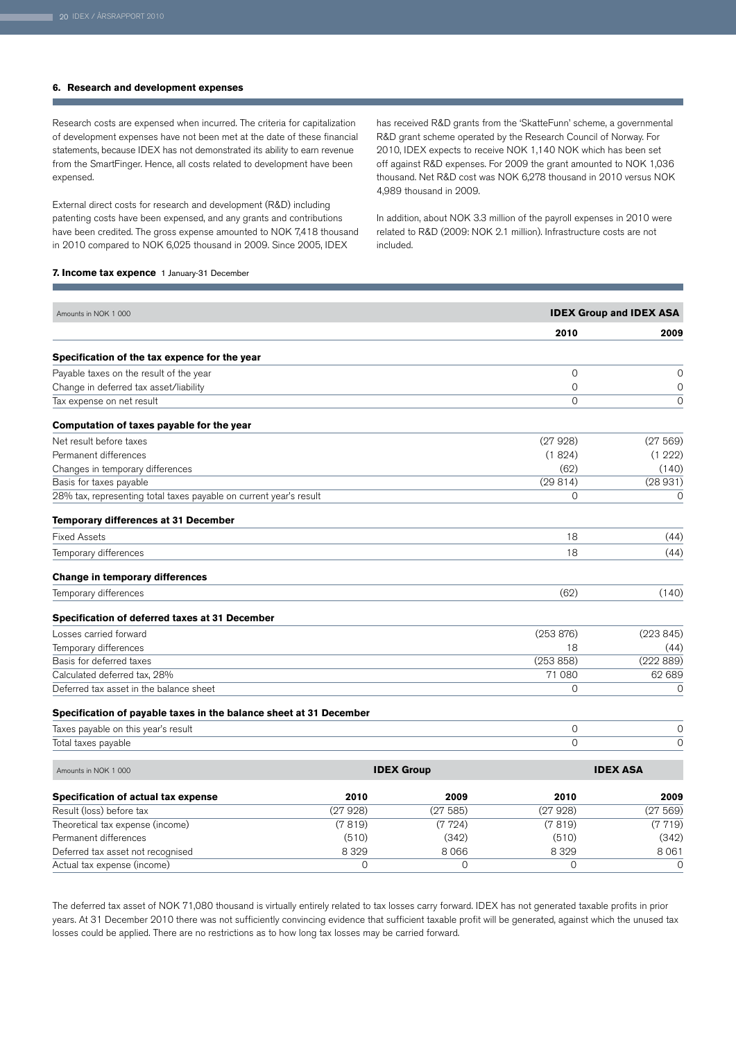## 6. Research and development expenses

Research costs are expensed when incurred. The criteria for capitalization of development expenses have not been met at the date of these financial statements, because IDEX has not demonstrated its ability to earn revenue from the SmartFinger. Hence, all costs related to development have been expensed.

External direct costs for research and development (R&D) including patenting costs have been expensed, and any grants and contributions have been credited. The gross expense amounted to NOK 7,418 thousand in 2010 compared to NOK 6,025 thousand in 2009. Since 2005, IDEX has received R&D grants from the 'SkatteFunn' scheme, a governmental R&D grant scheme operated by the Research Council of Norway. For 2010, IDEX expects to receive NOK 1,140 NOK which has been set off against R&D expenses. For 2009 the grant amounted to NOK 1,036 thousand. Net R&D cost was NOK 6,278 thousand in 2010 versus NOK 4,989 thousand in 2009.

In addition, about NOK 3.3 million of the payroll expenses in 2010 were related to R&D (2009: NOK 2.1 million). Infrastructure costs are not included.

## 7. Income tax expence 1 January-31 December

| Amounts in NOK 1 000 | IDEX Group and IDEX ASA | |
|---|---|---|
| | **2010** | **2009** |
| **Specification of the tax expence for the year** | | |
| Payable taxes on the result of the year | 0 | 0 |
| Change in deferred tax asset/liability | 0 | 0 |
| Tax expense on net result | 0 | 0 |
| **Computation of taxes payable for the year** | | |
| Net result before taxes | (27 928) | (27 569) |
| Permanent differences | (1 824) | (1 222) |
| Changes in temporary differences | (62) | (140) |
| Basis for taxes payable | (29 814) | (28 931) |
| 28% tax, representing total taxes payable on current year's result | 0 | 0 |
| **Temporary differences at 31 December** | | |
| Fixed Assets | 18 | (44) |
| Temporary differences | 18 | (44) |
| **Change in temporary differences** | | |
| Temporary differences | (62) | (140) |
| **Specification of deferred taxes at 31 December** | | |
| Losses carried forward | (253 876) | (223 845) |
| Temporary differences | 18 | (44) |
| Basis for deferred taxes | (253 858) | (222 889) |
| Calculated deferred tax, 28% | 71 080 | 62 689 |
| Deferred tax asset in the balance sheet | 0 | 0 |
| **Specification of payable taxes in the balance sheet at 31 December** | | |
| Taxes payable on this year's result | 0 | 0 |
| Total taxes payable | 0 | 0 |

| Amounts in NOK 1 000 | IDEX Group | | IDEX ASA | |
|---|---|---|---|---|
| **Specification of actual tax expense** | **2010** | **2009** | **2010** | **2009** |
| Result (loss) before tax | (27 928) | (27 585) | (27 928) | (27 569) |
| Theoretical tax expense (income) | (7 819) | (7 724) | (7 819) | (7 719) |
| Permanent differences | (510) | (342) | (510) | (342) |
| Deferred tax asset not recognised | 8 329 | 8 066 | 8 329 | 8 061 |
| Actual tax expense (income) | 0 | 0 | 0 | 0 |

The deferred tax asset of NOK 71,080 thousand is virtually entirely related to tax losses carry forward. IDEX has not generated taxable profits in prior years. At 31 December 2010 there was not sufficiently convincing evidence that sufficient taxable profit will be generated, against which the unused tax losses could be applied. There are no restrictions as to how long tax losses may be carried forward.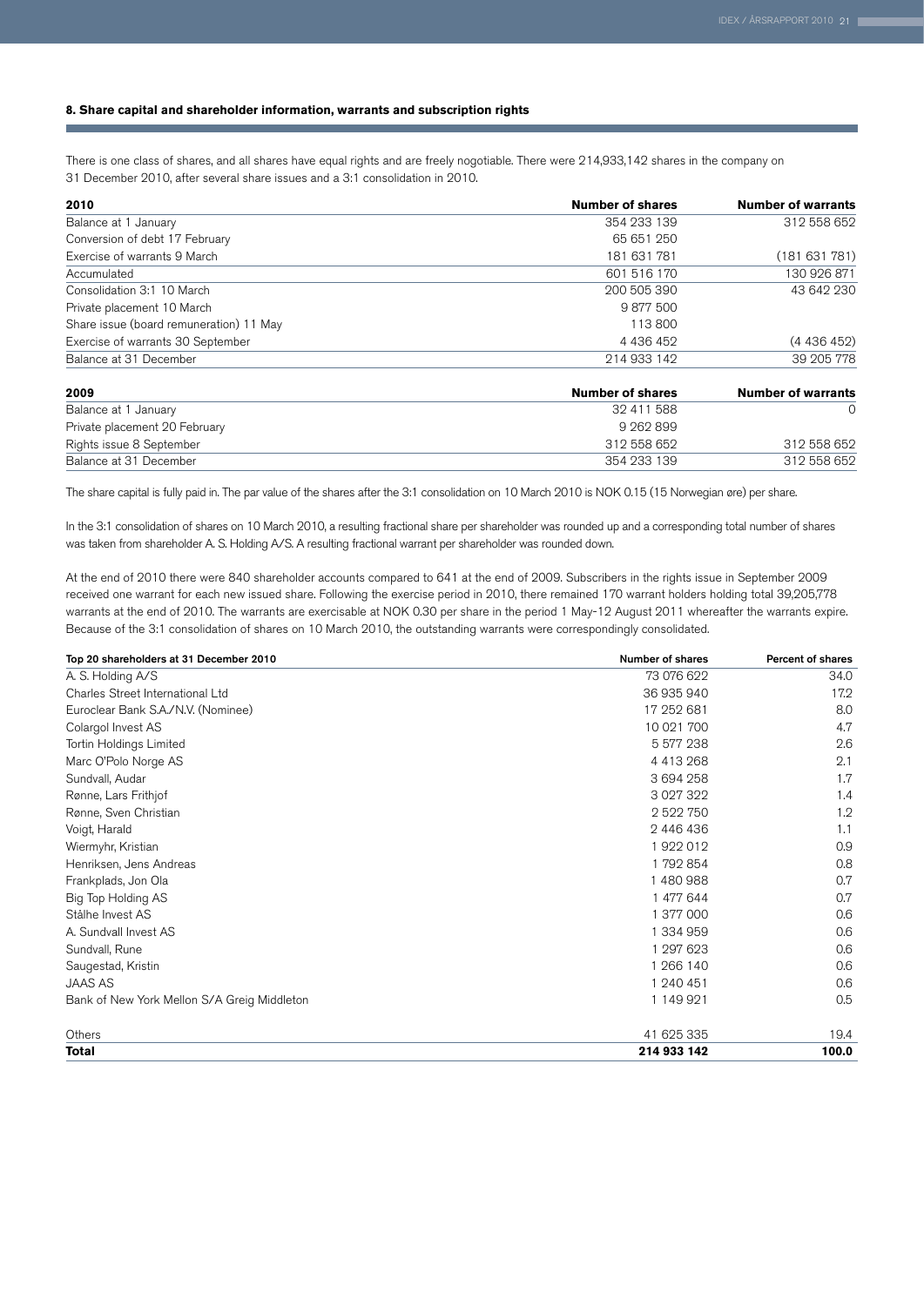### 8. Share capital and shareholder information, warrants and subscription rights

There is one class of shares, and all shares have equal rights and are freely nogotiable. There were 214,933,142 shares in the company on 31 December 2010, after several share issues and a 3:1 consolidation in 2010.

| 2010 | Number of shares | Number of warrants |
|---|---|---|
| Balance at 1 January | 354 233 139 | 312 558 652 |
| Conversion of debt 17 February | 65 651 250 | |
| Exercise of warrants 9 March | 181 631 781 | (181 631 781) |
| Accumulated | 601 516 170 | 130 926 871 |
| Consolidation 3:1 10 March | 200 505 390 | 43 642 230 |
| Private placement 10 March | 9 877 500 | |
| Share issue (board remuneration) 11 May | 113 800 | |
| Exercise of warrants 30 September | 4 436 452 | (4 436 452) |
| Balance at 31 December | 214 933 142 | 39 205 778 |

| 2009 | Number of shares | Number of warrants |
|---|---|---|
| Balance at 1 January | 32 411 588 | 0 |
| Private placement 20 February | 9 262 899 | |
| Rights issue 8 September | 312 558 652 | 312 558 652 |
| Balance at 31 December | 354 233 139 | 312 558 652 |

The share capital is fully paid in. The par value of the shares after the 3:1 consolidation on 10 March 2010 is NOK 0.15 (15 Norwegian øre) per share.

In the 3:1 consolidation of shares on 10 March 2010, a resulting fractional share per shareholder was rounded up and a corresponding total number of shares was taken from shareholder A. S. Holding A/S. A resulting fractional warrant per shareholder was rounded down.

At the end of 2010 there were 840 shareholder accounts compared to 641 at the end of 2009. Subscribers in the rights issue in September 2009 received one warrant for each new issued share. Following the exercise period in 2010, there remained 170 warrant holders holding total 39,205,778 warrants at the end of 2010. The warrants are exercisable at NOK 0.30 per share in the period 1 May-12 August 2011 whereafter the warrants expire. Because of the 3:1 consolidation of shares on 10 March 2010, the outstanding warrants were correspondingly consolidated.

| Top 20 shareholders at 31 December 2010 | Number of shares | Percent of shares |
|---|---|---|
| A. S. Holding A/S | 73 076 622 | 34.0 |
| Charles Street International Ltd | 36 935 940 | 17.2 |
| Euroclear Bank S.A./N.V. (Nominee) | 17 252 681 | 8.0 |
| Colargol Invest AS | 10 021 700 | 4.7 |
| Tortin Holdings Limited | 5 577 238 | 2.6 |
| Marc O'Polo Norge AS | 4 413 268 | 2.1 |
| Sundvall, Audar | 3 694 258 | 1.7 |
| Rønne, Lars Frithjof | 3 027 322 | 1.4 |
| Rønne, Sven Christian | 2 522 750 | 1.2 |
| Voigt, Harald | 2 446 436 | 1.1 |
| Wiermyhr, Kristian | 1 922 012 | 0.9 |
| Henriksen, Jens Andreas | 1 792 854 | 0.8 |
| Frankplads, Jon Ola | 1 480 988 | 0.7 |
| Big Top Holding AS | 1 477 644 | 0.7 |
| Stålhe Invest AS | 1 377 000 | 0.6 |
| A. Sundvall Invest AS | 1 334 959 | 0.6 |
| Sundvall, Rune | 1 297 623 | 0.6 |
| Saugestad, Kristin | 1 266 140 | 0.6 |
| JAAS AS | 1 240 451 | 0.6 |
| Bank of New York Mellon S/A Greig Middleton | 1 149 921 | 0.5 |
| Others | 41 625 335 | 19.4 |
| **Total** | **214 933 142** | **100.0** |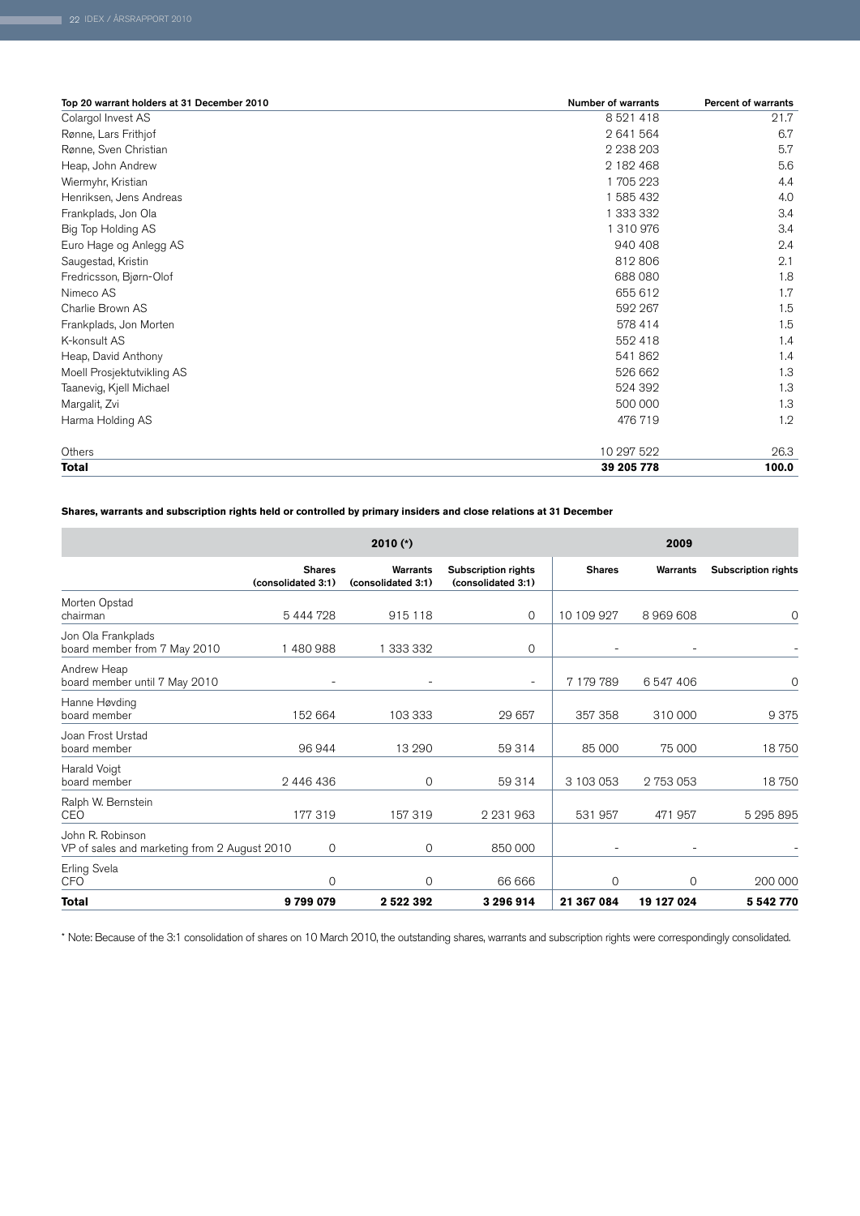| Top 20 warrant holders at 31 December 2010 | Number of warrants | Percent of warrants |
|---|---|---|
| Colargol Invest AS | 8 521 418 | 21.7 |
| Rønne, Lars Frithjof | 2 641 564 | 6.7 |
| Rønne, Sven Christian | 2 238 203 | 5.7 |
| Heap, John Andrew | 2 182 468 | 5.6 |
| Wiermyhr, Kristian | 1 705 223 | 4.4 |
| Henriksen, Jens Andreas | 1 585 432 | 4.0 |
| Frankplads, Jon Ola | 1 333 332 | 3.4 |
| Big Top Holding AS | 1 310 976 | 3.4 |
| Euro Hage og Anlegg AS | 940 408 | 2.4 |
| Saugestad, Kristin | 812 806 | 2.1 |
| Fredricsson, Bjørn-Olof | 688 080 | 1.8 |
| Nimeco AS | 655 612 | 1.7 |
| Charlie Brown AS | 592 267 | 1.5 |
| Frankplads, Jon Morten | 578 414 | 1.5 |
| K-konsult AS | 552 418 | 1.4 |
| Heap, David Anthony | 541 862 | 1.4 |
| Moell Prosjektutvikling AS | 526 662 | 1.3 |
| Taanevig, Kjell Michael | 524 392 | 1.3 |
| Margalit, Zvi | 500 000 | 1.3 |
| Harma Holding AS | 476 719 | 1.2 |
| Others | 10 297 522 | 26.3 |
| **Total** | **39 205 778** | **100.0** |

**Shares, warrants and subscription rights held or controlled by primary insiders and close relations at 31 December**

| | 2010 (*) | | | 2009 | | |
|---|---|---|---|---|---|---|
| | Shares (consolidated 3:1) | Warrants (consolidated 3:1) | Subscription rights (consolidated 3:1) | Shares | Warrants | Subscription rights |
| Morten Opstad chairman | 5 444 728 | 915 118 | 0 | 10 109 927 | 8 969 608 | 0 |
| Jon Ola Frankplads board member from 7 May 2010 | 1 480 988 | 1 333 332 | 0 | - | - | - |
| Andrew Heap board member until 7 May 2010 | - | - | - | 7 179 789 | 6 547 406 | 0 |
| Hanne Høvding board member | 152 664 | 103 333 | 29 657 | 357 358 | 310 000 | 9 375 |
| Joan Frost Urstad board member | 96 944 | 13 290 | 59 314 | 85 000 | 75 000 | 18 750 |
| Harald Voigt board member | 2 446 436 | 0 | 59 314 | 3 103 053 | 2 753 053 | 18 750 |
| Ralph W. Bernstein CEO | 177 319 | 157 319 | 2 231 963 | 531 957 | 471 957 | 5 295 895 |
| John R. Robinson VP of sales and marketing from 2 August 2010 | 0 | 0 | 850 000 | - | - | - |
| Erling Svela CFO | 0 | 0 | 66 666 | 0 | 0 | 200 000 |
| **Total** | **9 799 079** | **2 522 392** | **3 296 914** | **21 367 084** | **19 127 024** | **5 542 770** |

\* Note: Because of the 3:1 consolidation of shares on 10 March 2010, the outstanding shares, warrants and subscription rights were correspondingly consolidated.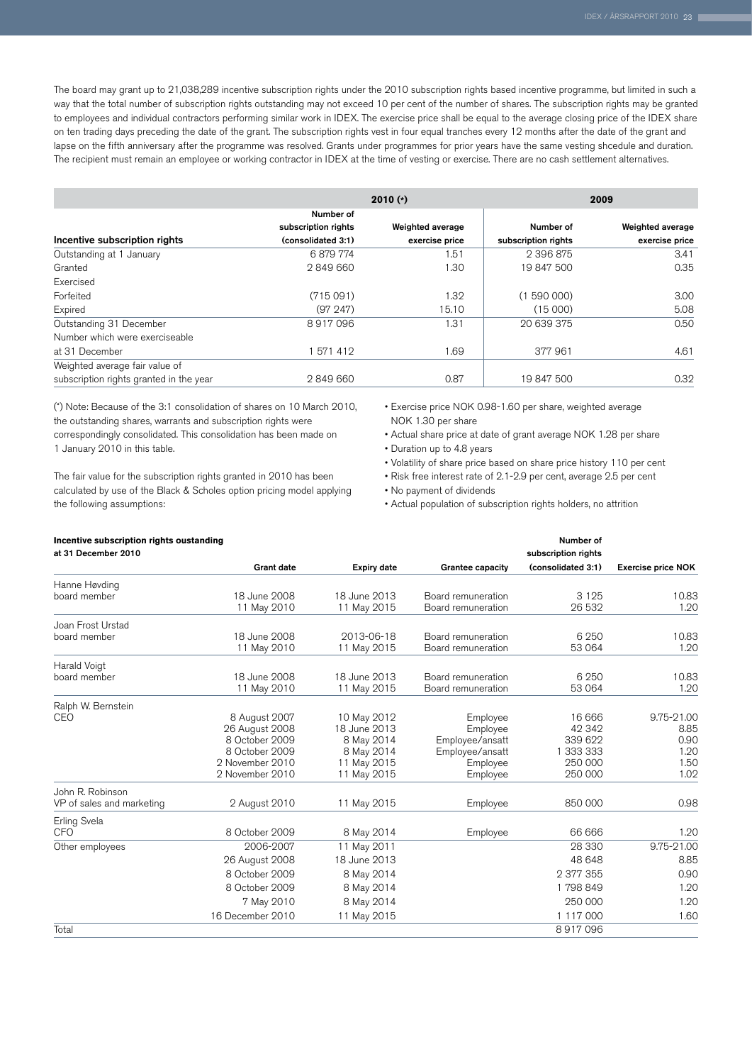The board may grant up to 21,038,289 incentive subscription rights under the 2010 subscription rights based incentive programme, but limited in such a way that the total number of subscription rights outstanding may not exceed 10 per cent of the number of shares. The subscription rights may be granted to employees and individual contractors performing similar work in IDEX. The exercise price shall be equal to the average closing price of the IDEX share on ten trading days preceding the date of the grant. The subscription rights vest in four equal tranches every 12 months after the date of the grant and lapse on the fifth anniversary after the programme was resolved. Grants under programmes for prior years have the same vesting shcedule and duration. The recipient must remain an employee or working contractor in IDEX at the time of vesting or exercise. There are no cash settlement alternatives.

| | 2010 (*) | | 2009 | |
|---|---|---|---|---|
| **Incentive subscription rights** | Number of subscription rights (consolidated 3:1) | Weighted average exercise price | Number of subscription rights | Weighted average exercise price |
| Outstanding at 1 January | 6 879 774 | 1.51 | 2 396 875 | 3.41 |
| Granted | 2 849 660 | 1.30 | 19 847 500 | 0.35 |
| Exercised | | | | |
| Forfeited | (715 091) | 1.32 | (1 590 000) | 3.00 |
| Expired | (97 247) | 15.10 | (15 000) | 5.08 |
| Outstanding 31 December | 8 917 096 | 1.31 | 20 639 375 | 0.50 |
| Number which were exerciseable at 31 December | 1 571 412 | 1.69 | 377 961 | 4.61 |
| Weighted average fair value of subscription rights granted in the year | 2 849 660 | 0.87 | 19 847 500 | 0.32 |

(*) Note: Because of the 3:1 consolidation of shares on 10 March 2010, the outstanding shares, warrants and subscription rights were correspondingly consolidated. This consolidation has been made on 1 January 2010 in this table.

The fair value for the subscription rights granted in 2010 has been calculated by use of the Black & Scholes option pricing model applying the following assumptions:

- Exercise price NOK 0.98-1.60 per share, weighted average NOK 1.30 per share
- Actual share price at date of grant average NOK 1.28 per share
- Duration up to 4.8 years
- Volatility of share price based on share price history 110 per cent
- Risk free interest rate of 2.1-2.9 per cent, average 2.5 per cent
- No payment of dividends
- Actual population of subscription rights holders, no attrition

| Incentive subscription rights oustanding at 31 December 2010 | Grant date | Expiry date | Grantee capacity | Number of subscription rights (consolidated 3:1) | Exercise price NOK |
|---|---|---|---|---|---|
| Hanne Høvding board member | 18 June 2008 | 18 June 2013 | Board remuneration | 3 125 | 10.83 |
| | 11 May 2010 | 11 May 2015 | Board remuneration | 26 532 | 1.20 |
| Joan Frost Urstad board member | 18 June 2008 | 2013-06-18 | Board remuneration | 6 250 | 10.83 |
| | 11 May 2010 | 11 May 2015 | Board remuneration | 53 064 | 1.20 |
| Harald Voigt board member | 18 June 2008 | 18 June 2013 | Board remuneration | 6 250 | 10.83 |
| | 11 May 2010 | 11 May 2015 | Board remuneration | 53 064 | 1.20 |
| Ralph W. Bernstein CEO | 8 August 2007 | 10 May 2012 | Employee | 16 666 | 9.75-21.00 |
| | 26 August 2008 | 18 June 2013 | Employee | 42 342 | 8.85 |
| | 8 October 2009 | 8 May 2014 | Employee/ansatt | 339 622 | 0.90 |
| | 8 October 2009 | 8 May 2014 | Employee/ansatt | 1 333 333 | 1.20 |
| | 2 November 2010 | 11 May 2015 | Employee | 250 000 | 1.50 |
| | 2 November 2010 | 11 May 2015 | Employee | 250 000 | 1.02 |
| John R. Robinson VP of sales and marketing | 2 August 2010 | 11 May 2015 | Employee | 850 000 | 0.98 |
| Erling Svela CFO | 8 October 2009 | 8 May 2014 | Employee | 66 666 | 1.20 |
| Other employees | 2006-2007 | 11 May 2011 | | 28 330 | 9.75-21.00 |
| | 26 August 2008 | 18 June 2013 | | 48 648 | 8.85 |
| | 8 October 2009 | 8 May 2014 | | 2 377 355 | 0.90 |
| | 8 October 2009 | 8 May 2014 | | 1 798 849 | 1.20 |
| | 7 May 2010 | 8 May 2014 | | 250 000 | 1.20 |
| | 16 December 2010 | 11 May 2015 | | 1 117 000 | 1.60 |
| Total | | | | 8 917 096 | |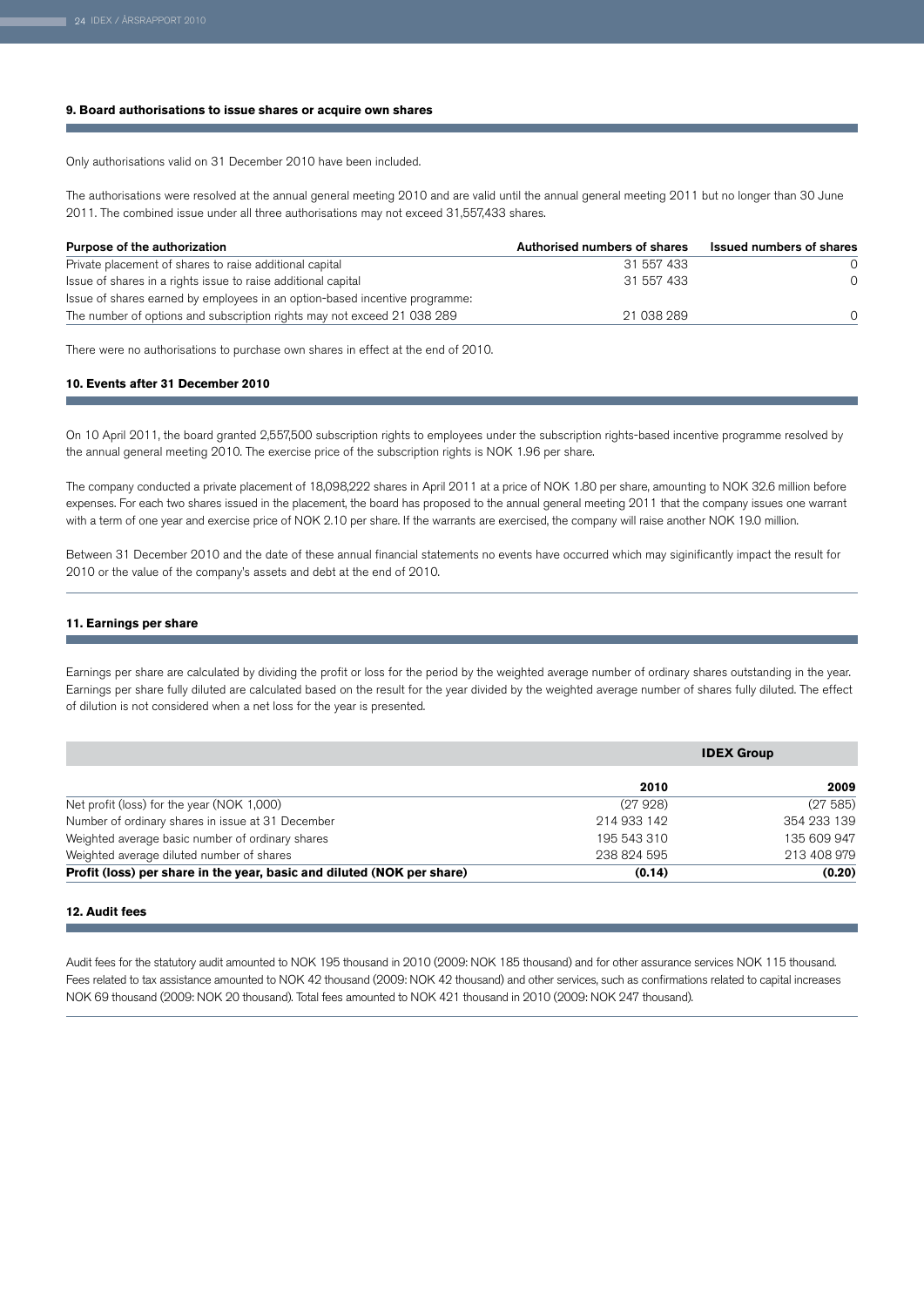## 9. Board authorisations to issue shares or acquire own shares

Only authorisations valid on 31 December 2010 have been included.

The authorisations were resolved at the annual general meeting 2010 and are valid until the annual general meeting 2011 but no longer than 30 June 2011. The combined issue under all three authorisations may not exceed 31,557,433 shares.

| Purpose of the authorization | Authorised numbers of shares | Issued numbers of shares |
|---|---|---|
| Private placement of shares to raise additional capital | 31 557 433 | 0 |
| Issue of shares in a rights issue to raise additional capital | 31 557 433 | 0 |
| Issue of shares earned by employees in an option-based incentive programme: The number of options and subscription rights may not exceed 21 038 289 | 21 038 289 | 0 |

There were no authorisations to purchase own shares in effect at the end of 2010.

## 10. Events after 31 December 2010

On 10 April 2011, the board granted 2,557,500 subscription rights to employees under the subscription rights-based incentive programme resolved by the annual general meeting 2010. The exercise price of the subscription rights is NOK 1.96 per share.

The company conducted a private placement of 18,098,222 shares in April 2011 at a price of NOK 1.80 per share, amounting to NOK 32.6 million before expenses. For each two shares issued in the placement, the board has proposed to the annual general meeting 2011 that the company issues one warrant with a term of one year and exercise price of NOK 2.10 per share. If the warrants are exercised, the company will raise another NOK 19.0 million.

Between 31 December 2010 and the date of these annual financial statements no events have occurred which may siginificantly impact the result for 2010 or the value of the company's assets and debt at the end of 2010.

## 11. Earnings per share

Earnings per share are calculated by dividing the profit or loss for the period by the weighted average number of ordinary shares outstanding in the year. Earnings per share fully diluted are calculated based on the result for the year divided by the weighted average number of shares fully diluted. The effect of dilution is not considered when a net loss for the year is presented.

| | IDEX Group | |
|---|---|---|
| | **2010** | **2009** |
| Net profit (loss) for the year (NOK 1,000) | (27 928) | (27 585) |
| Number of ordinary shares in issue at 31 December | 214 933 142 | 354 233 139 |
| Weighted average basic number of ordinary shares | 195 543 310 | 135 609 947 |
| Weighted average diluted number of shares | 238 824 595 | 213 408 979 |
| **Profit (loss) per share in the year, basic and diluted (NOK per share)** | **(0.14)** | **(0.20)** |

## 12. Audit fees

Audit fees for the statutory audit amounted to NOK 195 thousand in 2010 (2009: NOK 185 thousand) and for other assurance services NOK 115 thousand. Fees related to tax assistance amounted to NOK 42 thousand (2009: NOK 42 thousand) and other services, such as confirmations related to capital increases NOK 69 thousand (2009: NOK 20 thousand). Total fees amounted to NOK 421 thousand in 2010 (2009: NOK 247 thousand).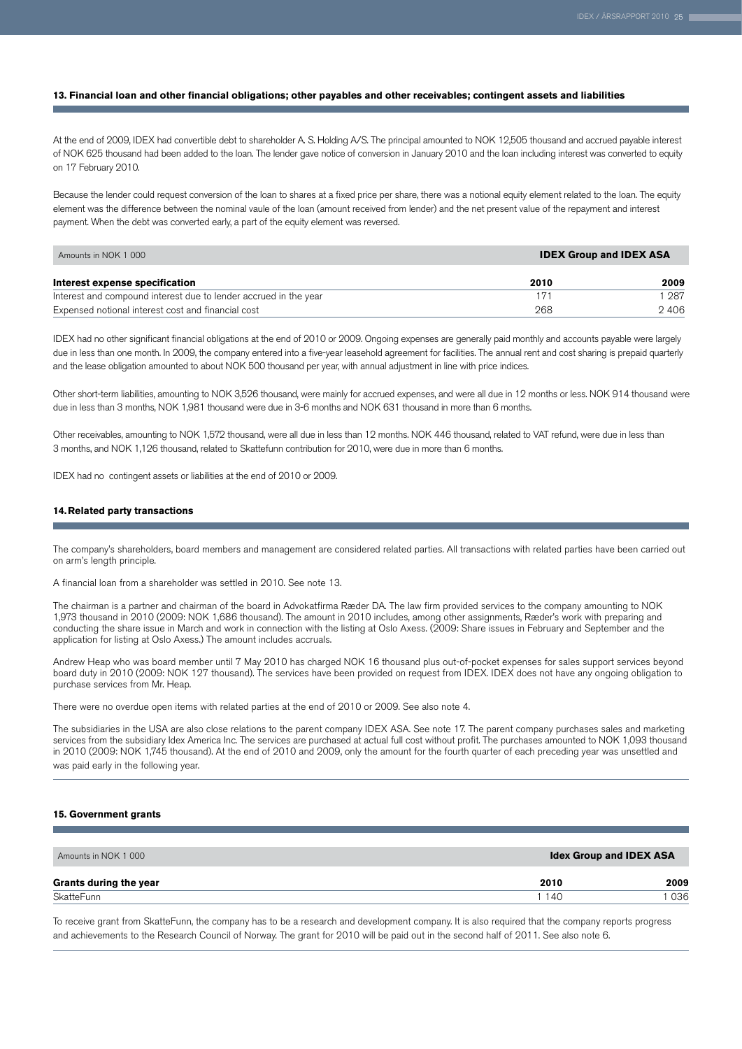### 13. Financial loan and other financial obligations; other payables and other receivables; contingent assets and liabilities

At the end of 2009, IDEX had convertible debt to shareholder A. S. Holding A/S. The principal amounted to NOK 12,505 thousand and accrued payable interest of NOK 625 thousand had been added to the loan. The lender gave notice of conversion in January 2010 and the loan including interest was converted to equity on 17 February 2010.

Because the lender could request conversion of the loan to shares at a fixed price per share, there was a notional equity element related to the loan. The equity element was the difference between the nominal vaule of the loan (amount received from lender) and the net present value of the repayment and interest payment. When the debt was converted early, a part of the equity element was reversed.

| Amounts in NOK 1 000 | **IDEX Group and IDEX ASA** | |
|---|---|---|
| **Interest expense specification** | **2010** | **2009** |
| Interest and compound interest due to lender accrued in the year | 171 | 1 287 |
| Expensed notional interest cost and financial cost | 268 | 2 406 |

IDEX had no other significant financial obligations at the end of 2010 or 2009. Ongoing expenses are generally paid monthly and accounts payable were largely due in less than one month. In 2009, the company entered into a five-year leasehold agreement for facilities. The annual rent and cost sharing is prepaid quarterly and the lease obligation amounted to about NOK 500 thousand per year, with annual adjustment in line with price indices.

Other short-term liabilities, amounting to NOK 3,526 thousand, were mainly for accrued expenses, and were all due in 12 months or less. NOK 914 thousand were due in less than 3 months, NOK 1,981 thousand were due in 3-6 months and NOK 631 thousand in more than 6 months.

Other receivables, amounting to NOK 1,572 thousand, were all due in less than 12 months. NOK 446 thousand, related to VAT refund, were due in less than 3 months, and NOK 1,126 thousand, related to Skattefunn contribution for 2010, were due in more than 6 months.

IDEX had no contingent assets or liabilities at the end of 2010 or 2009.

### 14. Related party transactions

The company's shareholders, board members and management are considered related parties. All transactions with related parties have been carried out on arm's length principle.

A financial loan from a shareholder was settled in 2010. See note 13.

The chairman is a partner and chairman of the board in Advokatfirma Ræder DA. The law firm provided services to the company amounting to NOK 1,973 thousand in 2010 (2009: NOK 1,686 thousand). The amount in 2010 includes, among other assignments, Ræder's work with preparing and conducting the share issue in March and work in connection with the listing at Oslo Axess. (2009: Share issues in February and September and the application for listing at Oslo Axess.) The amount includes accruals.

Andrew Heap who was board member until 7 May 2010 has charged NOK 16 thousand plus out-of-pocket expenses for sales support services beyond board duty in 2010 (2009: NOK 127 thousand). The services have been provided on request from IDEX. IDEX does not have any ongoing obligation to purchase services from Mr. Heap.

There were no overdue open items with related parties at the end of 2010 or 2009. See also note 4.

The subsidiaries in the USA are also close relations to the parent company IDEX ASA. See note 17. The parent company purchases sales and marketing services from the subsidiary Idex America Inc. The services are purchased at actual full cost without profit. The purchases amounted to NOK 1,093 thousand in 2010 (2009: NOK 1,745 thousand). At the end of 2010 and 2009, only the amount for the fourth quarter of each preceding year was unsettled and was paid early in the following year.

### 15. Government grants

| Amounts in NOK 1 000 | **Idex Group and IDEX ASA** | |
|---|---|---|
| **Grants during the year** | **2010** | **2009** |
| SkatteFunn | 1 140 | 1 036 |

To receive grant from SkatteFunn, the company has to be a research and development company. It is also required that the company reports progress and achievements to the Research Council of Norway. The grant for 2010 will be paid out in the second half of 2011. See also note 6.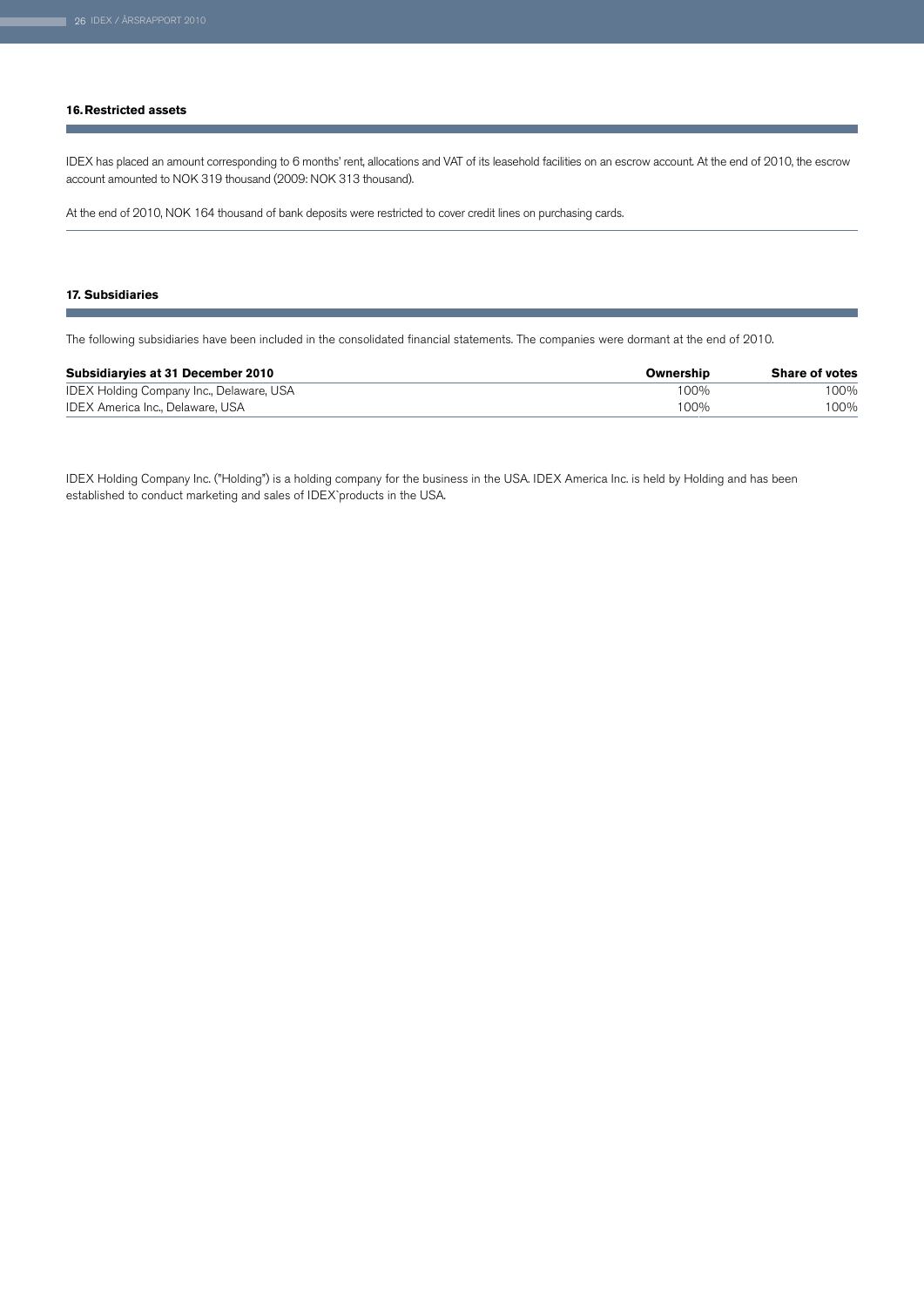## 16. Restricted assets

IDEX has placed an amount corresponding to 6 months' rent, allocations and VAT of its leasehold facilities on an escrow account. At the end of 2010, the escrow account amounted to NOK 319 thousand (2009: NOK 313 thousand).

At the end of 2010, NOK 164 thousand of bank deposits were restricted to cover credit lines on purchasing cards.

## 17. Subsidiaries

The following subsidiaries have been included in the consolidated financial statements. The companies were dormant at the end of 2010.

| Subsidiaryies at 31 December 2010 | Ownership | Share of votes |
|---|---|---|
| IDEX Holding Company Inc., Delaware, USA | 100% | 100% |
| IDEX America Inc., Delaware, USA | 100% | 100% |

IDEX Holding Company Inc. ("Holding") is a holding company for the business in the USA. IDEX America Inc. is held by Holding and has been established to conduct marketing and sales of IDEX`products in the USA.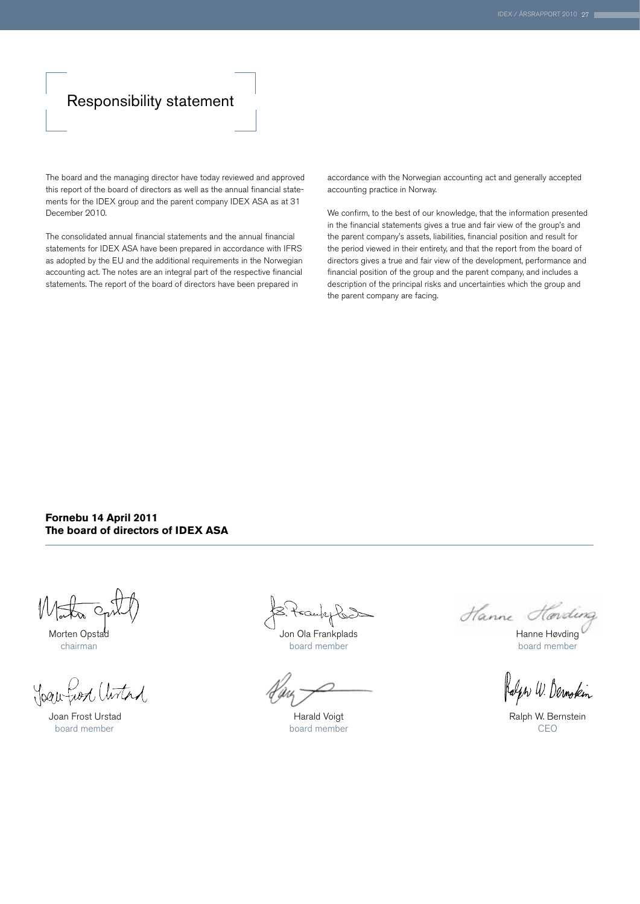# Responsibility statement

The board and the managing director have today reviewed and approved this report of the board of directors as well as the annual financial statements for the IDEX group and the parent company IDEX ASA as at 31 December 2010.

The consolidated annual financial statements and the annual financial statements for IDEX ASA have been prepared in accordance with IFRS as adopted by the EU and the additional requirements in the Norwegian accounting act. The notes are an integral part of the respective financial statements. The report of the board of directors have been prepared in accordance with the Norwegian accounting act and generally accepted accounting practice in Norway.

We confirm, to the best of our knowledge, that the information presented in the financial statements gives a true and fair view of the group's and the parent company's assets, liabilities, financial position and result for the period viewed in their entirety, and that the report from the board of directors gives a true and fair view of the development, performance and financial position of the group and the parent company, and includes a description of the principal risks and uncertainties which the group and the parent company are facing.

**Fornebu 14 April 2011**
**The board of directors of IDEX ASA**

Morten Opstad
chairman

Jon Ola Frankplads
board member

Hanne Høvding
board member

Joan Frost Urstad
board member

Harald Voigt
board member

Ralph W. Bernstein
CEO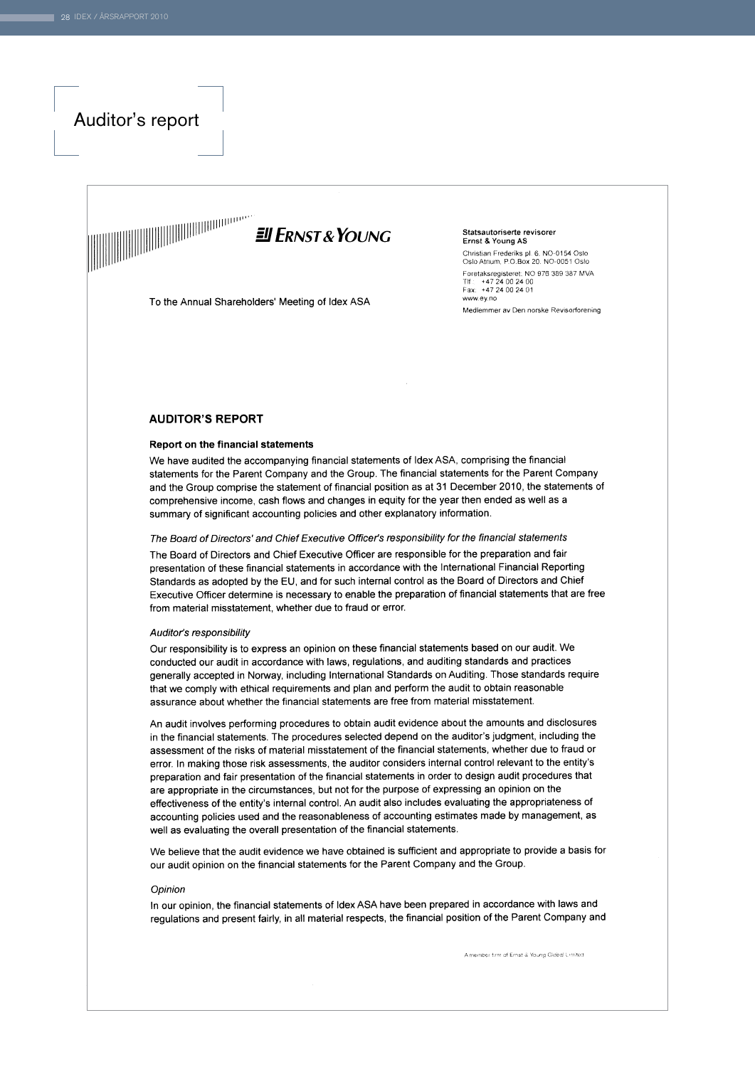# Auditor's report

**ERNST & YOUNG**

**Statsautoriserte revisorer**
**Ernst & Young AS**

Christian Frederiks pl. 6, NO-0154 Oslo
Oslo Atrium, P.O.Box 20, NO-0051 Oslo

Foretaksregisteret: NO 976 389 387 MVA
Tlf: +47 24 00 24 00
Fax: +47 24 00 24 01
www.ey.no

Medlemmer av Den norske Revisorforening

To the Annual Shareholders' Meeting of Idex ASA

## AUDITOR'S REPORT

### Report on the financial statements

We have audited the accompanying financial statements of Idex ASA, comprising the financial statements for the Parent Company and the Group. The financial statements for the Parent Company and the Group comprise the statement of financial position as at 31 December 2010, the statements of comprehensive income, cash flows and changes in equity for the year then ended as well as a summary of significant accounting policies and other explanatory information.

*The Board of Directors' and Chief Executive Officer's responsibility for the financial statements*

The Board of Directors and Chief Executive Officer are responsible for the preparation and fair presentation of these financial statements in accordance with the International Financial Reporting Standards as adopted by the EU, and for such internal control as the Board of Directors and Chief Executive Officer determine is necessary to enable the preparation of financial statements that are free from material misstatement, whether due to fraud or error.

*Auditor's responsibility*

Our responsibility is to express an opinion on these financial statements based on our audit. We conducted our audit in accordance with laws, regulations, and auditing standards and practices generally accepted in Norway, including International Standards on Auditing. Those standards require that we comply with ethical requirements and plan and perform the audit to obtain reasonable assurance about whether the financial statements are free from material misstatement.

An audit involves performing procedures to obtain audit evidence about the amounts and disclosures in the financial statements. The procedures selected depend on the auditor's judgment, including the assessment of the risks of material misstatement of the financial statements, whether due to fraud or error. In making those risk assessments, the auditor considers internal control relevant to the entity's preparation and fair presentation of the financial statements in order to design audit procedures that are appropriate in the circumstances, but not for the purpose of expressing an opinion on the effectiveness of the entity's internal control. An audit also includes evaluating the appropriateness of accounting policies used and the reasonableness of accounting estimates made by management, as well as evaluating the overall presentation of the financial statements.

We believe that the audit evidence we have obtained is sufficient and appropriate to provide a basis for our audit opinion on the financial statements for the Parent Company and the Group.

*Opinion*

In our opinion, the financial statements of Idex ASA have been prepared in accordance with laws and regulations and present fairly, in all material respects, the financial position of the Parent Company and

A member firm of Ernst & Young Global Limited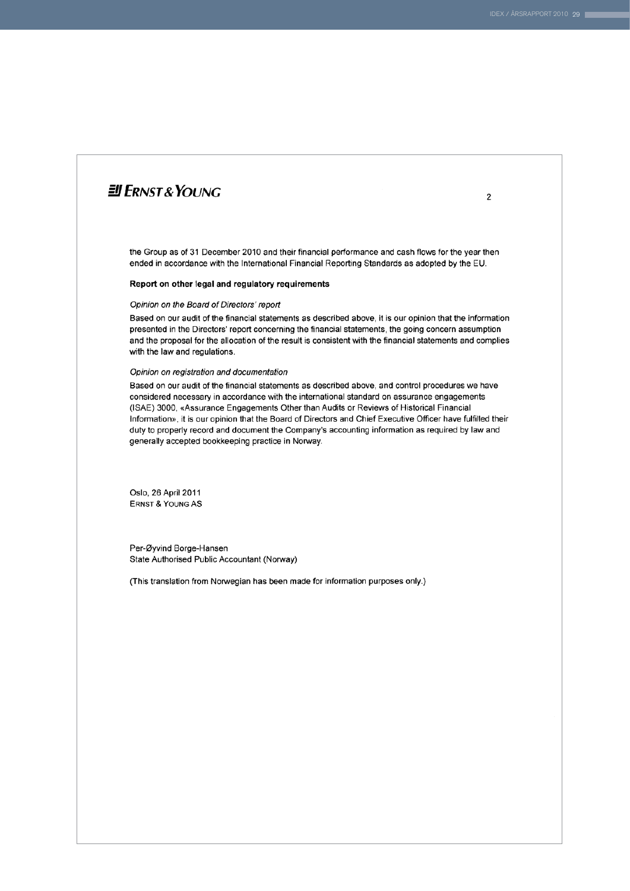ERNST & YOUNG

the Group as of 31 December 2010 and their financial performance and cash flows for the year then ended in accordance with the International Financial Reporting Standards as adopted by the EU.

**Report on other legal and regulatory requirements**

*Opinion on the Board of Directors' report*

Based on our audit of the financial statements as described above, it is our opinion that the information presented in the Directors' report concerning the financial statements, the going concern assumption and the proposal for the allocation of the result is consistent with the financial statements and complies with the law and regulations.

*Opinion on registration and documentation*

Based on our audit of the financial statements as described above, and control procedures we have considered necessary in accordance with the international standard on assurance engagements (ISAE) 3000, «Assurance Engagements Other than Audits or Reviews of Historical Financial Information», it is our opinion that the Board of Directors and Chief Executive Officer have fulfilled their duty to properly record and document the Company's accounting information as required by law and generally accepted bookkeeping practice in Norway.

Oslo, 26 April 2011
ERNST & YOUNG AS

Per-Øyvind Borge-Hansen
State Authorised Public Accountant (Norway)

(This translation from Norwegian has been made for information purposes only.)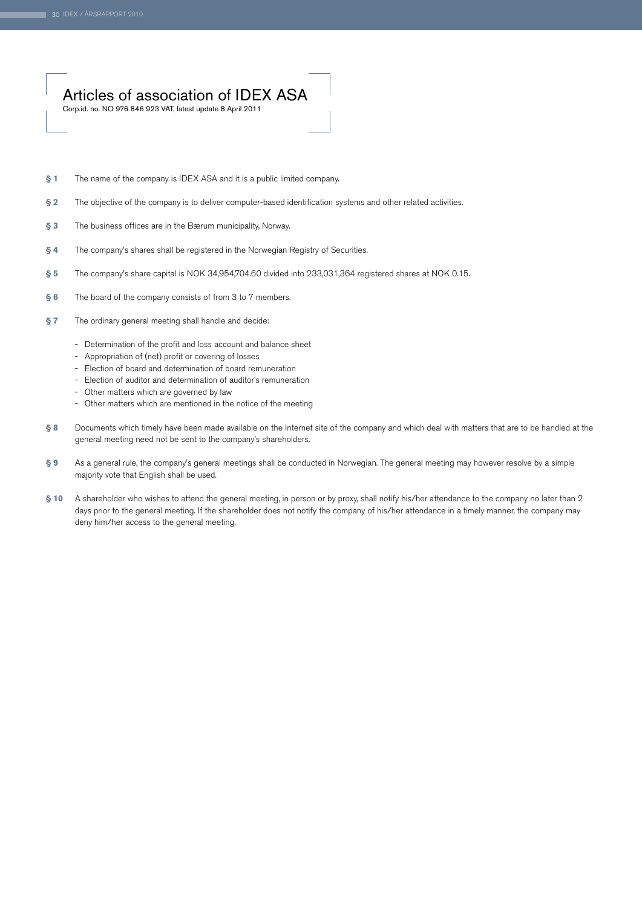# Articles of association of IDEX ASA

Corp.id. no. NO 976 846 923 VAT, latest update 8 April 2011

**§ 1** The name of the company is IDEX ASA and it is a public limited company.

**§ 2** The objective of the company is to deliver computer-based identification systems and other related activities.

**§ 3** The business offices are in the Bærum municipality, Norway.

**§ 4** The company's shares shall be registered in the Norwegian Registry of Securities.

**§ 5** The company's share capital is NOK 34,954,704.60 divided into 233,031,364 registered shares at NOK 0.15.

**§ 6** The board of the company consists of from 3 to 7 members.

**§ 7** The ordinary general meeting shall handle and decide:

- Determination of the profit and loss account and balance sheet
- Appropriation of (net) profit or covering of losses
- Election of board and determination of board remuneration
- Election of auditor and determination of auditor's remuneration
- Other matters which are governed by law
- Other matters which are mentioned in the notice of the meeting

**§ 8** Documents which timely have been made available on the Internet site of the company and which deal with matters that are to be handled at the general meeting need not be sent to the company's shareholders.

**§ 9** As a general rule, the company's general meetings shall be conducted in Norwegian. The general meeting may however resolve by a simple majority vote that English shall be used.

**§ 10** A shareholder who wishes to attend the general meeting, in person or by proxy, shall notify his/her attendance to the company no later than 2 days prior to the general meeting. If the shareholder does not notify the company of his/her attendance in a timely manner, the company may deny him/her access to the general meeting.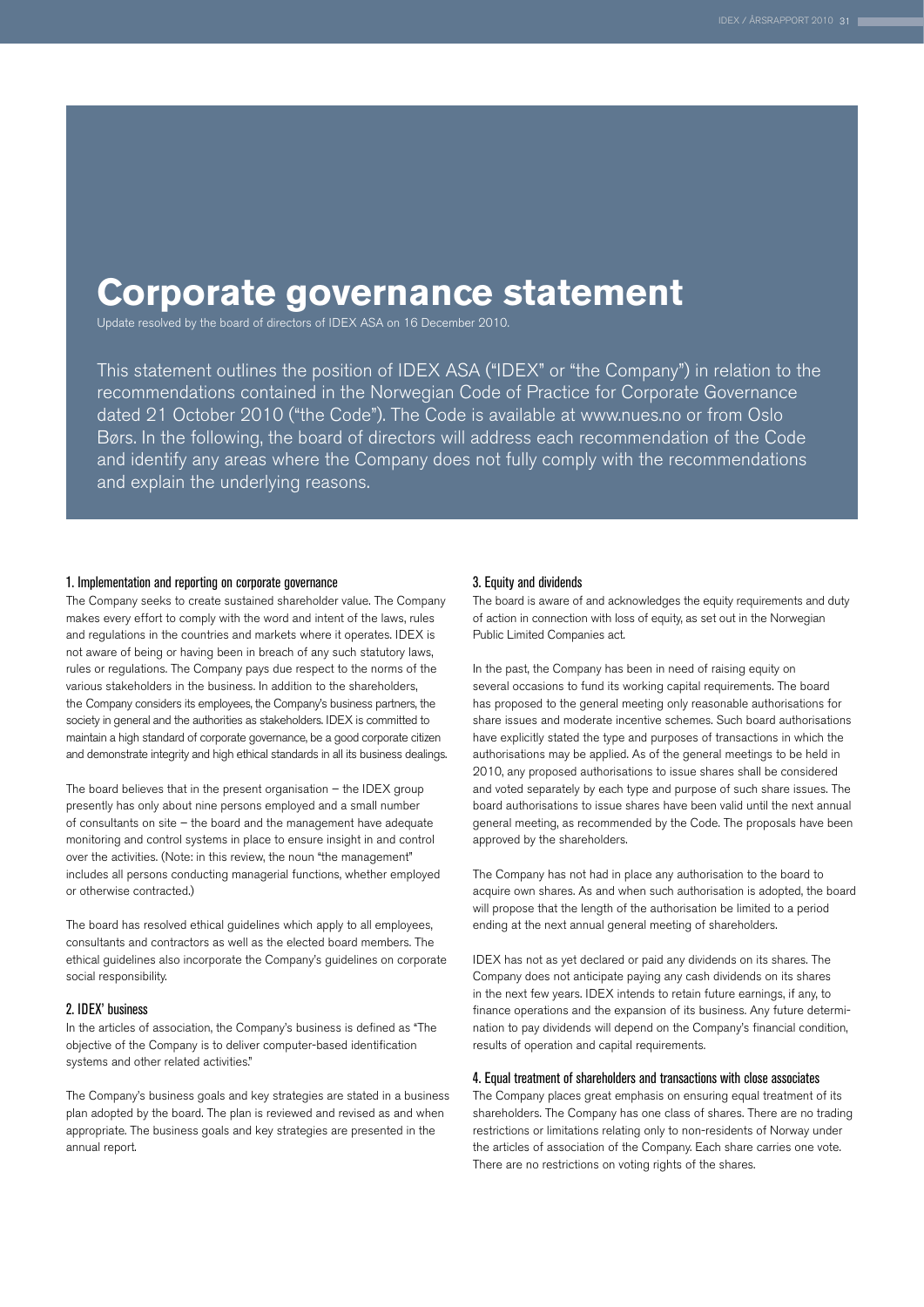# Corporate governance statement

Update resolved by the board of directors of IDEX ASA on 16 December 2010.

This statement outlines the position of IDEX ASA ("IDEX" or "the Company") in relation to the recommendations contained in the Norwegian Code of Practice for Corporate Governance dated 21 October 2010 ("the Code"). The Code is available at www.nues.no or from Oslo Børs. In the following, the board of directors will address each recommendation of the Code and identify any areas where the Company does not fully comply with the recommendations and explain the underlying reasons.

### 1. Implementation and reporting on corporate governance

The Company seeks to create sustained shareholder value. The Company makes every effort to comply with the word and intent of the laws, rules and regulations in the countries and markets where it operates. IDEX is not aware of being or having been in breach of any such statutory laws, rules or regulations. The Company pays due respect to the norms of the various stakeholders in the business. In addition to the shareholders, the Company considers its employees, the Company's business partners, the society in general and the authorities as stakeholders. IDEX is committed to maintain a high standard of corporate governance, be a good corporate citizen and demonstrate integrity and high ethical standards in all its business dealings.

The board believes that in the present organisation – the IDEX group presently has only about nine persons employed and a small number of consultants on site – the board and the management have adequate monitoring and control systems in place to ensure insight in and control over the activities. (Note: in this review, the noun "the management" includes all persons conducting managerial functions, whether employed or otherwise contracted.)

The board has resolved ethical guidelines which apply to all employees, consultants and contractors as well as the elected board members. The ethical guidelines also incorporate the Company's guidelines on corporate social responsibility.

### 2. IDEX' business

In the articles of association, the Company's business is defined as "The objective of the Company is to deliver computer-based identification systems and other related activities."

The Company's business goals and key strategies are stated in a business plan adopted by the board. The plan is reviewed and revised as and when appropriate. The business goals and key strategies are presented in the annual report.

### 3. Equity and dividends

The board is aware of and acknowledges the equity requirements and duty of action in connection with loss of equity, as set out in the Norwegian Public Limited Companies act.

In the past, the Company has been in need of raising equity on several occasions to fund its working capital requirements. The board has proposed to the general meeting only reasonable authorisations for share issues and moderate incentive schemes. Such board authorisations have explicitly stated the type and purposes of transactions in which the authorisations may be applied. As of the general meetings to be held in 2010, any proposed authorisations to issue shares shall be considered and voted separately by each type and purpose of such share issues. The board authorisations to issue shares have been valid until the next annual general meeting, as recommended by the Code. The proposals have been approved by the shareholders.

The Company has not had in place any authorisation to the board to acquire own shares. As and when such authorisation is adopted, the board will propose that the length of the authorisation be limited to a period ending at the next annual general meeting of shareholders.

IDEX has not as yet declared or paid any dividends on its shares. The Company does not anticipate paying any cash dividends on its shares in the next few years. IDEX intends to retain future earnings, if any, to finance operations and the expansion of its business. Any future determination to pay dividends will depend on the Company's financial condition, results of operation and capital requirements.

### 4. Equal treatment of shareholders and transactions with close associates

The Company places great emphasis on ensuring equal treatment of its shareholders. The Company has one class of shares. There are no trading restrictions or limitations relating only to non-residents of Norway under the articles of association of the Company. Each share carries one vote. There are no restrictions on voting rights of the shares.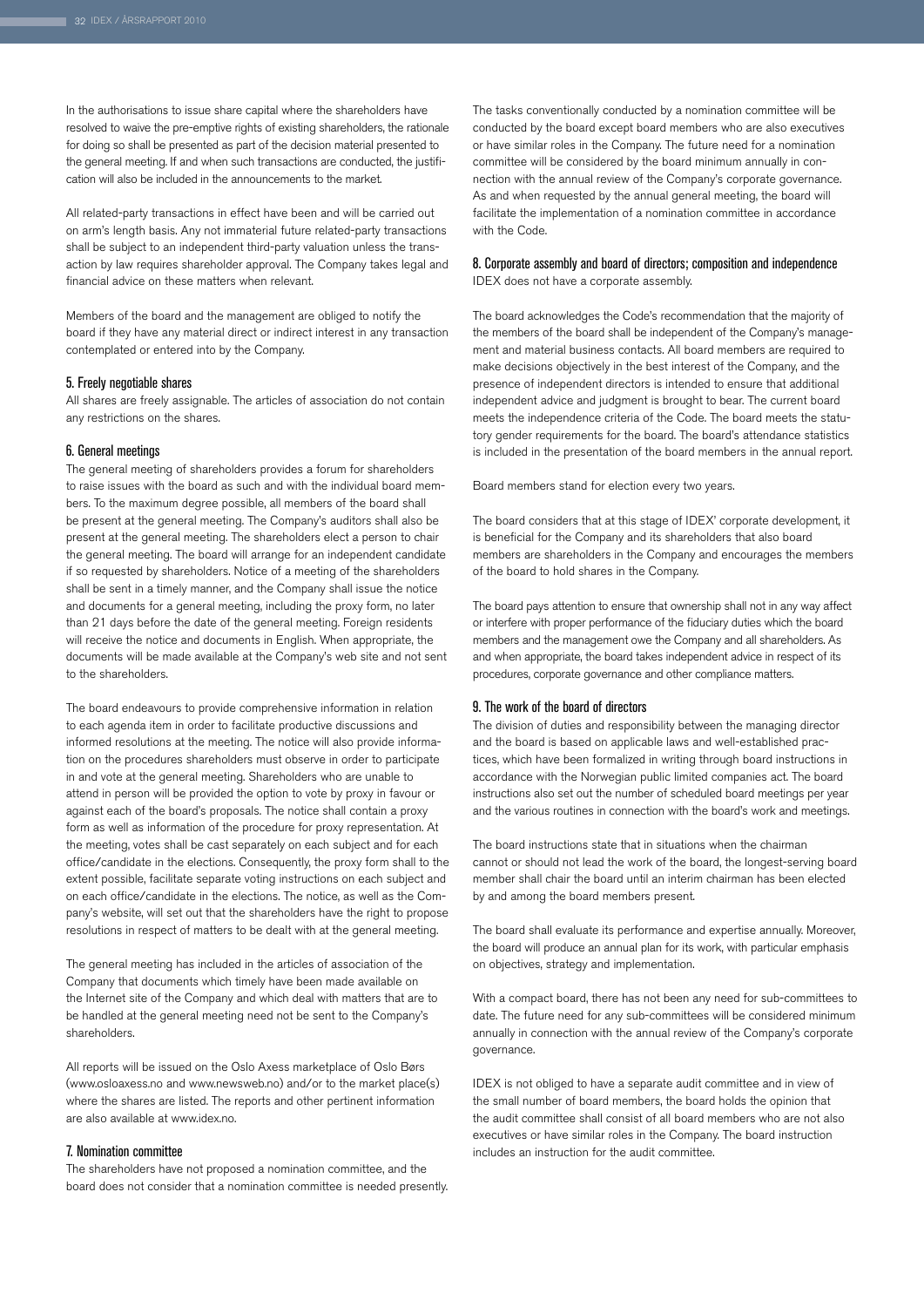In the authorisations to issue share capital where the shareholders have resolved to waive the pre-emptive rights of existing shareholders, the rationale for doing so shall be presented as part of the decision material presented to the general meeting. If and when such transactions are conducted, the justification will also be included in the announcements to the market.

All related-party transactions in effect have been and will be carried out on arm's length basis. Any not immaterial future related-party transactions shall be subject to an independent third-party valuation unless the transaction by law requires shareholder approval. The Company takes legal and financial advice on these matters when relevant.

Members of the board and the management are obliged to notify the board if they have any material direct or indirect interest in any transaction contemplated or entered into by the Company.

### 5. Freely negotiable shares

All shares are freely assignable. The articles of association do not contain any restrictions on the shares.

### 6. General meetings

The general meeting of shareholders provides a forum for shareholders to raise issues with the board as such and with the individual board members. To the maximum degree possible, all members of the board shall be present at the general meeting. The Company's auditors shall also be present at the general meeting. The shareholders elect a person to chair the general meeting. The board will arrange for an independent candidate if so requested by shareholders. Notice of a meeting of the shareholders shall be sent in a timely manner, and the Company shall issue the notice and documents for a general meeting, including the proxy form, no later than 21 days before the date of the general meeting. Foreign residents will receive the notice and documents in English. When appropriate, the documents will be made available at the Company's web site and not sent to the shareholders.

The board endeavours to provide comprehensive information in relation to each agenda item in order to facilitate productive discussions and informed resolutions at the meeting. The notice will also provide information on the procedures shareholders must observe in order to participate in and vote at the general meeting. Shareholders who are unable to attend in person will be provided the option to vote by proxy in favour or against each of the board's proposals. The notice shall contain a proxy form as well as information of the procedure for proxy representation. At the meeting, votes shall be cast separately on each subject and for each office/candidate in the elections. Consequently, the proxy form shall to the extent possible, facilitate separate voting instructions on each subject and on each office/candidate in the elections. The notice, as well as the Company's website, will set out that the shareholders have the right to propose resolutions in respect of matters to be dealt with at the general meeting.

The general meeting has included in the articles of association of the Company that documents which timely have been made available on the Internet site of the Company and which deal with matters that are to be handled at the general meeting need not be sent to the Company's shareholders.

All reports will be issued on the Oslo Axess marketplace of Oslo Børs (www.osloaxess.no and www.newsweb.no) and/or to the market place(s) where the shares are listed. The reports and other pertinent information are also available at www.idex.no.

### 7. Nomination committee

The shareholders have not proposed a nomination committee, and the board does not consider that a nomination committee is needed presently. The tasks conventionally conducted by a nomination committee will be conducted by the board except board members who are also executives or have similar roles in the Company. The future need for a nomination committee will be considered by the board minimum annually in connection with the annual review of the Company's corporate governance. As and when requested by the annual general meeting, the board will facilitate the implementation of a nomination committee in accordance with the Code.

### 8. Corporate assembly and board of directors; composition and independence

IDEX does not have a corporate assembly.

The board acknowledges the Code's recommendation that the majority of the members of the board shall be independent of the Company's management and material business contacts. All board members are required to make decisions objectively in the best interest of the Company, and the presence of independent directors is intended to ensure that additional independent advice and judgment is brought to bear. The current board meets the independence criteria of the Code. The board meets the statutory gender requirements for the board. The board's attendance statistics is included in the presentation of the board members in the annual report.

Board members stand for election every two years.

The board considers that at this stage of IDEX' corporate development, it is beneficial for the Company and its shareholders that also board members are shareholders in the Company and encourages the members of the board to hold shares in the Company.

The board pays attention to ensure that ownership shall not in any way affect or interfere with proper performance of the fiduciary duties which the board members and the management owe the Company and all shareholders. As and when appropriate, the board takes independent advice in respect of its procedures, corporate governance and other compliance matters.

### 9. The work of the board of directors

The division of duties and responsibility between the managing director and the board is based on applicable laws and well-established practices, which have been formalized in writing through board instructions in accordance with the Norwegian public limited companies act. The board instructions also set out the number of scheduled board meetings per year and the various routines in connection with the board's work and meetings.

The board instructions state that in situations when the chairman cannot or should not lead the work of the board, the longest-serving board member shall chair the board until an interim chairman has been elected by and among the board members present.

The board shall evaluate its performance and expertise annually. Moreover, the board will produce an annual plan for its work, with particular emphasis on objectives, strategy and implementation.

With a compact board, there has not been any need for sub-committees to date. The future need for any sub-committees will be considered minimum annually in connection with the annual review of the Company's corporate governance.

IDEX is not obliged to have a separate audit committee and in view of the small number of board members, the board holds the opinion that the audit committee shall consist of all board members who are not also executives or have similar roles in the Company. The board instruction includes an instruction for the audit committee.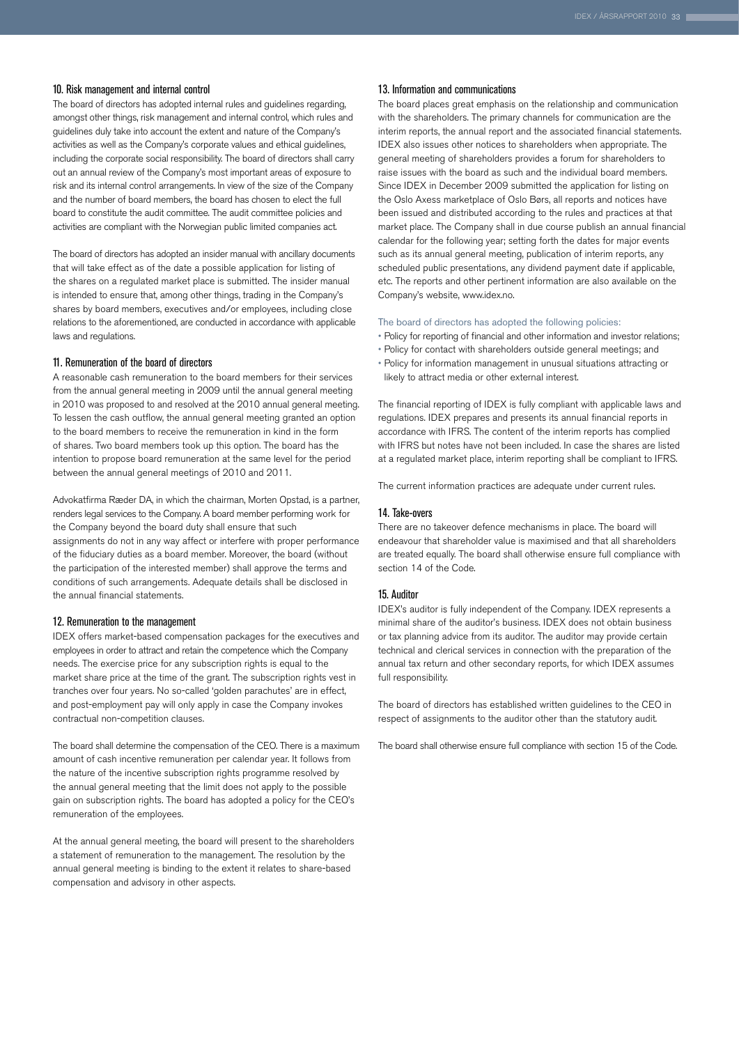## 10. Risk management and internal control

The board of directors has adopted internal rules and guidelines regarding, amongst other things, risk management and internal control, which rules and guidelines duly take into account the extent and nature of the Company's activities as well as the Company's corporate values and ethical guidelines, including the corporate social responsibility. The board of directors shall carry out an annual review of the Company's most important areas of exposure to risk and its internal control arrangements. In view of the size of the Company and the number of board members, the board has chosen to elect the full board to constitute the audit committee. The audit committee policies and activities are compliant with the Norwegian public limited companies act.

The board of directors has adopted an insider manual with ancillary documents that will take effect as of the date a possible application for listing of the shares on a regulated market place is submitted. The insider manual is intended to ensure that, among other things, trading in the Company's shares by board members, executives and/or employees, including close relations to the aforementioned, are conducted in accordance with applicable laws and regulations.

## 11. Remuneration of the board of directors

A reasonable cash remuneration to the board members for their services from the annual general meeting in 2009 until the annual general meeting in 2010 was proposed to and resolved at the 2010 annual general meeting. To lessen the cash outflow, the annual general meeting granted an option to the board members to receive the remuneration in kind in the form of shares. Two board members took up this option. The board has the intention to propose board remuneration at the same level for the period between the annual general meetings of 2010 and 2011.

Advokatfirma Ræder DA, in which the chairman, Morten Opstad, is a partner, renders legal services to the Company. A board member performing work for the Company beyond the board duty shall ensure that such assignments do not in any way affect or interfere with proper performance of the fiduciary duties as a board member. Moreover, the board (without the participation of the interested member) shall approve the terms and conditions of such arrangements. Adequate details shall be disclosed in the annual financial statements.

## 12. Remuneration to the management

IDEX offers market-based compensation packages for the executives and employees in order to attract and retain the competence which the Company needs. The exercise price for any subscription rights is equal to the market share price at the time of the grant. The subscription rights vest in tranches over four years. No so-called 'golden parachutes' are in effect, and post-employment pay will only apply in case the Company invokes contractual non-competition clauses.

The board shall determine the compensation of the CEO. There is a maximum amount of cash incentive remuneration per calendar year. It follows from the nature of the incentive subscription rights programme resolved by the annual general meeting that the limit does not apply to the possible gain on subscription rights. The board has adopted a policy for the CEO's remuneration of the employees.

At the annual general meeting, the board will present to the shareholders a statement of remuneration to the management. The resolution by the annual general meeting is binding to the extent it relates to share-based compensation and advisory in other aspects.

## 13. Information and communications

The board places great emphasis on the relationship and communication with the shareholders. The primary channels for communication are the interim reports, the annual report and the associated financial statements. IDEX also issues other notices to shareholders when appropriate. The general meeting of shareholders provides a forum for shareholders to raise issues with the board as such and the individual board members. Since IDEX in December 2009 submitted the application for listing on the Oslo Axess marketplace of Oslo Børs, all reports and notices have been issued and distributed according to the rules and practices at that market place. The Company shall in due course publish an annual financial calendar for the following year; setting forth the dates for major events such as its annual general meeting, publication of interim reports, any scheduled public presentations, any dividend payment date if applicable, etc. The reports and other pertinent information are also available on the Company's website, www.idex.no.

The board of directors has adopted the following policies:

- Policy for reporting of financial and other information and investor relations;
- Policy for contact with shareholders outside general meetings; and
- Policy for information management in unusual situations attracting or likely to attract media or other external interest.

The financial reporting of IDEX is fully compliant with applicable laws and regulations. IDEX prepares and presents its annual financial reports in accordance with IFRS. The content of the interim reports has complied with IFRS but notes have not been included. In case the shares are listed at a regulated market place, interim reporting shall be compliant to IFRS.

The current information practices are adequate under current rules.

## 14. Take-overs

There are no takeover defence mechanisms in place. The board will endeavour that shareholder value is maximised and that all shareholders are treated equally. The board shall otherwise ensure full compliance with section 14 of the Code.

## 15. Auditor

IDEX's auditor is fully independent of the Company. IDEX represents a minimal share of the auditor's business. IDEX does not obtain business or tax planning advice from its auditor. The auditor may provide certain technical and clerical services in connection with the preparation of the annual tax return and other secondary reports, for which IDEX assumes full responsibility.

The board of directors has established written guidelines to the CEO in respect of assignments to the auditor other than the statutory audit.

The board shall otherwise ensure full compliance with section 15 of the Code.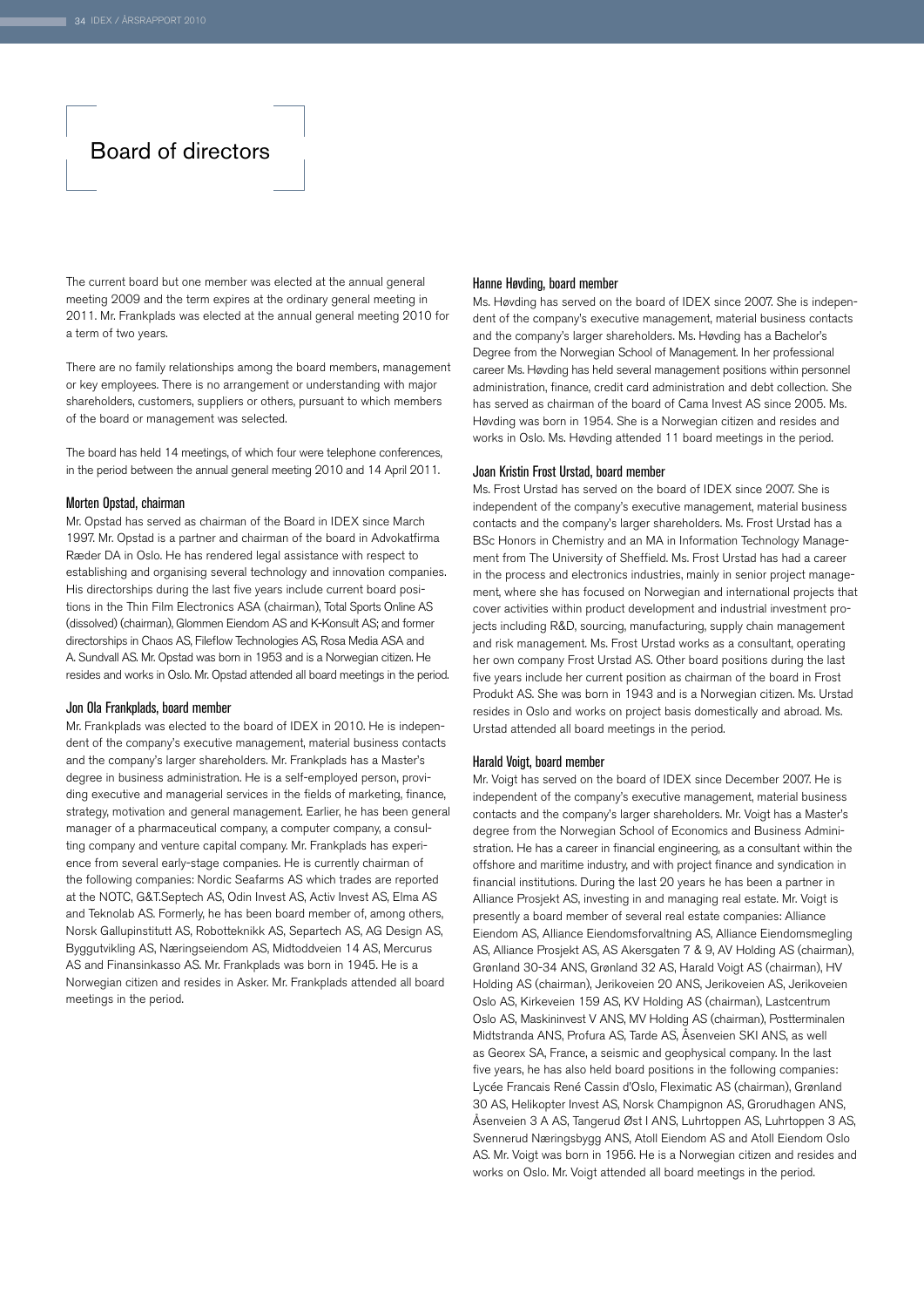# Board of directors

The current board but one member was elected at the annual general meeting 2009 and the term expires at the ordinary general meeting in 2011. Mr. Frankplads was elected at the annual general meeting 2010 for a term of two years.

There are no family relationships among the board members, management or key employees. There is no arrangement or understanding with major shareholders, customers, suppliers or others, pursuant to which members of the board or management was selected.

The board has held 14 meetings, of which four were telephone conferences, in the period between the annual general meeting 2010 and 14 April 2011.

### Morten Opstad, chairman

Mr. Opstad has served as chairman of the Board in IDEX since March 1997. Mr. Opstad is a partner and chairman of the board in Advokatfirma Ræder DA in Oslo. He has rendered legal assistance with respect to establishing and organising several technology and innovation companies. His directorships during the last five years include current board positions in the Thin Film Electronics ASA (chairman), Total Sports Online AS (dissolved) (chairman), Glommen Eiendom AS and K-Konsult AS; and former directorships in Chaos AS, Fileflow Technologies AS, Rosa Media ASA and A. Sundvall AS. Mr. Opstad was born in 1953 and is a Norwegian citizen. He resides and works in Oslo. Mr. Opstad attended all board meetings in the period.

### Jon Ola Frankplads, board member

Mr. Frankplads was elected to the board of IDEX in 2010. He is independent of the company's executive management, material business contacts and the company's larger shareholders. Mr. Frankplads has a Master's degree in business administration. He is a self-employed person, providing executive and managerial services in the fields of marketing, finance, strategy, motivation and general management. Earlier, he has been general manager of a pharmaceutical company, a computer company, a consulting company and venture capital company. Mr. Frankplads has experience from several early-stage companies. He is currently chairman of the following companies: Nordic Seafarms AS which trades are reported at the NOTC, G&T.Septech AS, Odin Invest AS, Activ Invest AS, Elma AS and Teknolab AS. Formerly, he has been board member of, among others, Norsk Gallupinstitutt AS, Robotteknikk AS, Separtech AS, AG Design AS, Byggutvikling AS, Næringseiendom AS, Midtoddveien 14 AS, Mercurus AS and Finansinkasso AS. Mr. Frankplads was born in 1945. He is a Norwegian citizen and resides in Asker. Mr. Frankplads attended all board meetings in the period.

### Hanne Høvding, board member

Ms. Høvding has served on the board of IDEX since 2007. She is independent of the company's executive management, material business contacts and the company's larger shareholders. Ms. Høvding has a Bachelor's Degree from the Norwegian School of Management. In her professional career Ms. Høvding has held several management positions within personnel administration, finance, credit card administration and debt collection. She has served as chairman of the board of Cama Invest AS since 2005. Ms. Høvding was born in 1954. She is a Norwegian citizen and resides and works in Oslo. Ms. Høvding attended 11 board meetings in the period.

### Joan Kristin Frost Urstad, board member

Ms. Frost Urstad has served on the board of IDEX since 2007. She is independent of the company's executive management, material business contacts and the company's larger shareholders. Ms. Frost Urstad has a BSc Honors in Chemistry and an MA in Information Technology Management from The University of Sheffield. Ms. Frost Urstad has had a career in the process and electronics industries, mainly in senior project management, where she has focused on Norwegian and international projects that cover activities within product development and industrial investment projects including R&D, sourcing, manufacturing, supply chain management and risk management. Ms. Frost Urstad works as a consultant, operating her own company Frost Urstad AS. Other board positions during the last five years include her current position as chairman of the board in Frost Produkt AS. She was born in 1943 and is a Norwegian citizen. Ms. Urstad resides in Oslo and works on project basis domestically and abroad. Ms. Urstad attended all board meetings in the period.

### Harald Voigt, board member

Mr. Voigt has served on the board of IDEX since December 2007. He is independent of the company's executive management, material business contacts and the company's larger shareholders. Mr. Voigt has a Master's degree from the Norwegian School of Economics and Business Administration. He has a career in financial engineering, as a consultant within the offshore and maritime industry, and with project finance and syndication in financial institutions. During the last 20 years he has been a partner in Alliance Prosjekt AS, investing in and managing real estate. Mr. Voigt is presently a board member of several real estate companies: Alliance Eiendom AS, Alliance Eiendomsforvaltning AS, Alliance Eiendomsmegling AS, Alliance Prosjekt AS, AS Akersgaten 7 & 9, AV Holding AS (chairman), Grønland 30-34 ANS, Grønland 32 AS, Harald Voigt AS (chairman), HV Holding AS (chairman), Jerikoveien 20 ANS, Jerikoveien AS, Jerikoveien Oslo AS, Kirkeveien 159 AS, KV Holding AS (chairman), Lastcentrum Oslo AS, Maskininvest V ANS, MV Holding AS (chairman), Postterminalen Midtstranda ANS, Profura AS, Tarde AS, Åsenveien SKI ANS, as well as Georex SA, France, a seismic and geophysical company. In the last five years, he has also held board positions in the following companies: Lycée Francais René Cassin d'Oslo, Fleximatic AS (chairman), Grønland 30 AS, Helikopter Invest AS, Norsk Champignon AS, Grorudhagen ANS, Åsenveien 3 A AS, Tangerud Øst I ANS, Luhrtoppen AS, Luhrtoppen 3 AS, Svennerud Næringsbygg ANS, Atoll Eiendom AS and Atoll Eiendom Oslo AS. Mr. Voigt was born in 1956. He is a Norwegian citizen and resides and works on Oslo. Mr. Voigt attended all board meetings in the period.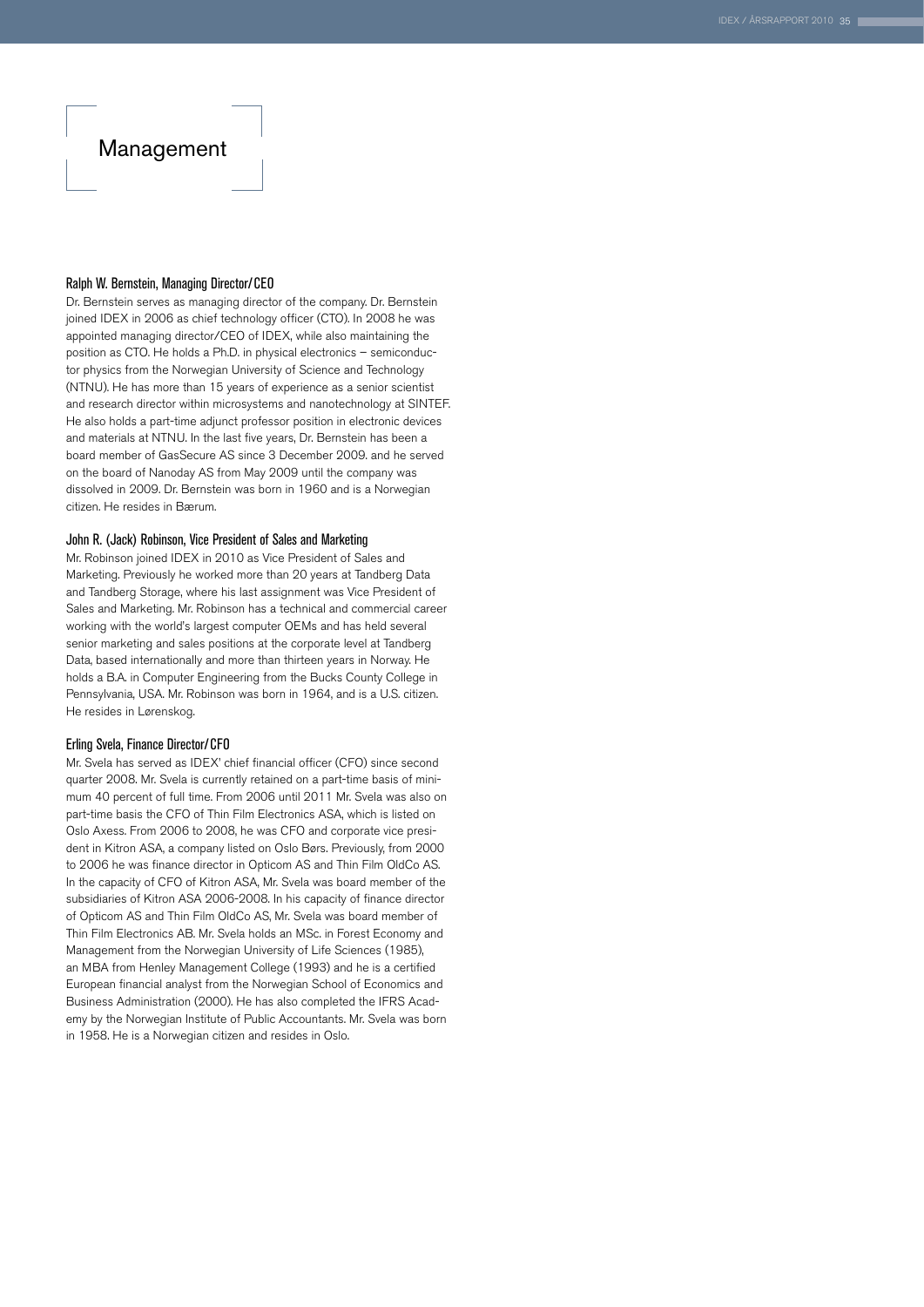# Management

### Ralph W. Bernstein, Managing Director/CEO

Dr. Bernstein serves as managing director of the company. Dr. Bernstein joined IDEX in 2006 as chief technology officer (CTO). In 2008 he was appointed managing director/CEO of IDEX, while also maintaining the position as CTO. He holds a Ph.D. in physical electronics – semiconductor physics from the Norwegian University of Science and Technology (NTNU). He has more than 15 years of experience as a senior scientist and research director within microsystems and nanotechnology at SINTEF. He also holds a part-time adjunct professor position in electronic devices and materials at NTNU. In the last five years, Dr. Bernstein has been a board member of GasSecure AS since 3 December 2009. and he served on the board of Nanoday AS from May 2009 until the company was dissolved in 2009. Dr. Bernstein was born in 1960 and is a Norwegian citizen. He resides in Bærum.

### John R. (Jack) Robinson, Vice President of Sales and Marketing

Mr. Robinson joined IDEX in 2010 as Vice President of Sales and Marketing. Previously he worked more than 20 years at Tandberg Data and Tandberg Storage, where his last assignment was Vice President of Sales and Marketing. Mr. Robinson has a technical and commercial career working with the world's largest computer OEMs and has held several senior marketing and sales positions at the corporate level at Tandberg Data, based internationally and more than thirteen years in Norway. He holds a B.A. in Computer Engineering from the Bucks County College in Pennsylvania, USA. Mr. Robinson was born in 1964, and is a U.S. citizen. He resides in Lørenskog.

### Erling Svela, Finance Director/CFO

Mr. Svela has served as IDEX' chief financial officer (CFO) since second quarter 2008. Mr. Svela is currently retained on a part-time basis of minimum 40 percent of full time. From 2006 until 2011 Mr. Svela was also on part-time basis the CFO of Thin Film Electronics ASA, which is listed on Oslo Axess. From 2006 to 2008, he was CFO and corporate vice president in Kitron ASA, a company listed on Oslo Børs. Previously, from 2000 to 2006 he was finance director in Opticom AS and Thin Film OldCo AS. In the capacity of CFO of Kitron ASA, Mr. Svela was board member of the subsidiaries of Kitron ASA 2006-2008. In his capacity of finance director of Opticom AS and Thin Film OldCo AS, Mr. Svela was board member of Thin Film Electronics AB. Mr. Svela holds an MSc. in Forest Economy and Management from the Norwegian University of Life Sciences (1985), an MBA from Henley Management College (1993) and he is a certified European financial analyst from the Norwegian School of Economics and Business Administration (2000). He has also completed the IFRS Academy by the Norwegian Institute of Public Accountants. Mr. Svela was born in 1958. He is a Norwegian citizen and resides in Oslo.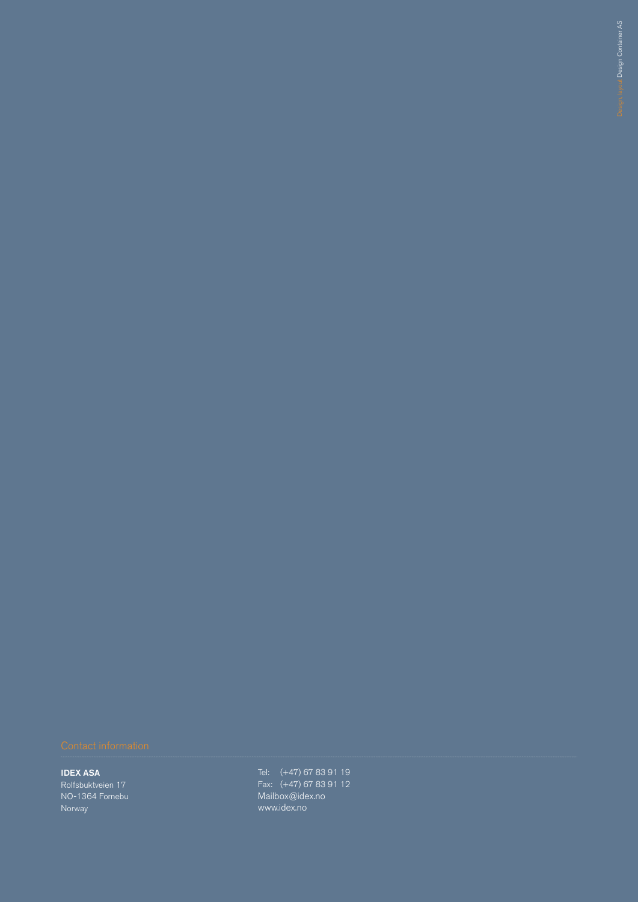Design layout Design Container AS

## Contact information

**IDEX ASA**
Rolfsbuktveien 17
NO-1364 Fornebu
Norway

Tel: (+47) 67 83 91 19
Fax: (+47) 67 83 91 12
Mailbox@idex.no
www.idex.no